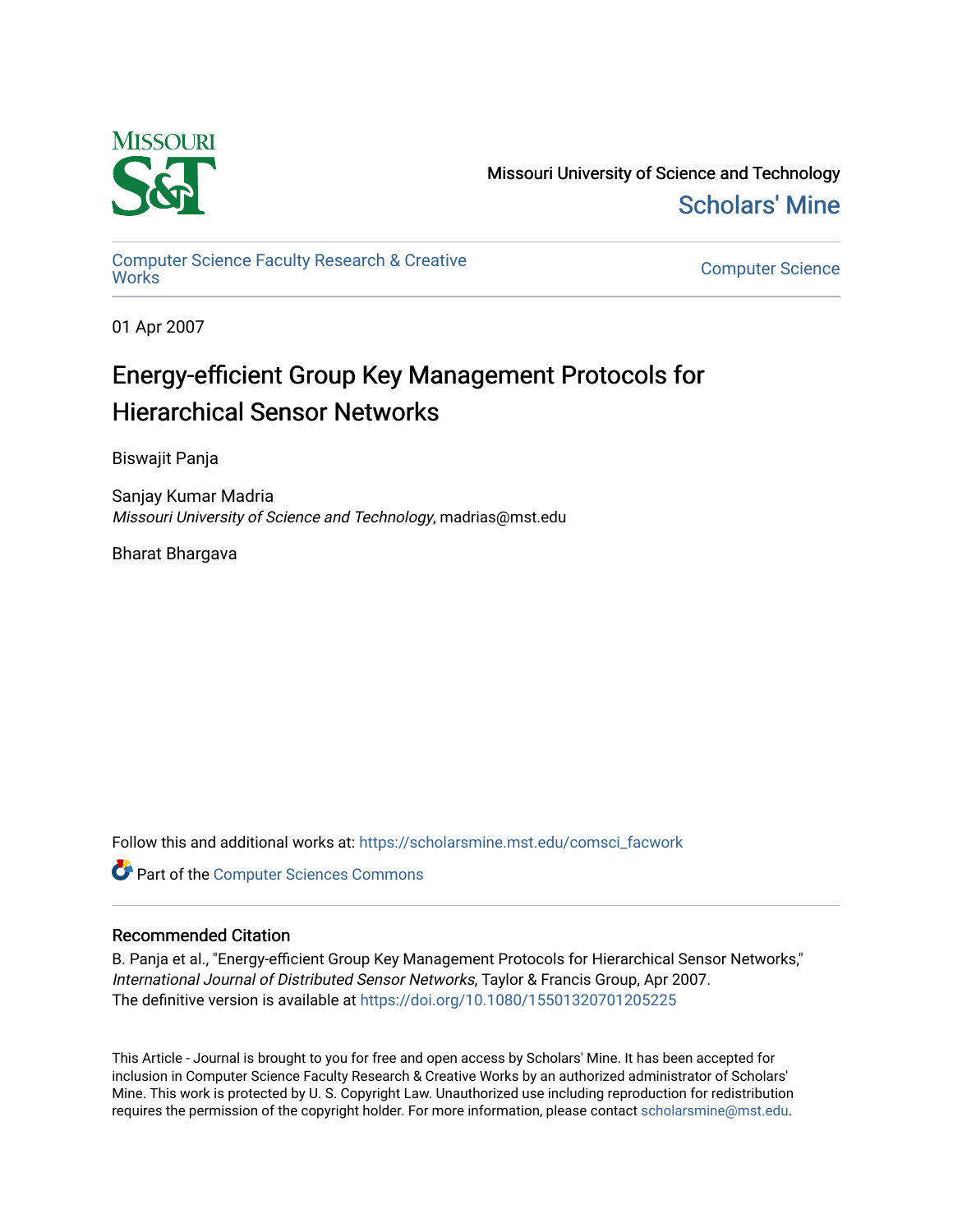Missouri University of Science and Technology
Scholars' Mine

Computer Science Faculty Research & Creative Works

Computer Science

01 Apr 2007

# Energy-efficient Group Key Management Protocols for Hierarchical Sensor Networks

Biswajit Panja

Sanjay Kumar Madria
*Missouri University of Science and Technology*, madrias@mst.edu

Bharat Bhargava

Follow this and additional works at: https://scholarsmine.mst.edu/comsci_facwork

Part of the Computer Sciences Commons

## Recommended Citation

B. Panja et al., "Energy-efficient Group Key Management Protocols for Hierarchical Sensor Networks," *International Journal of Distributed Sensor Networks*, Taylor & Francis Group, Apr 2007.
The definitive version is available at https://doi.org/10.1080/15501320701205225

This Article - Journal is brought to you for free and open access by Scholars' Mine. It has been accepted for inclusion in Computer Science Faculty Research & Creative Works by an authorized administrator of Scholars' Mine. This work is protected by U. S. Copyright Law. Unauthorized use including reproduction for redistribution requires the permission of the copyright holder. For more information, please contact scholarsmine@mst.edu.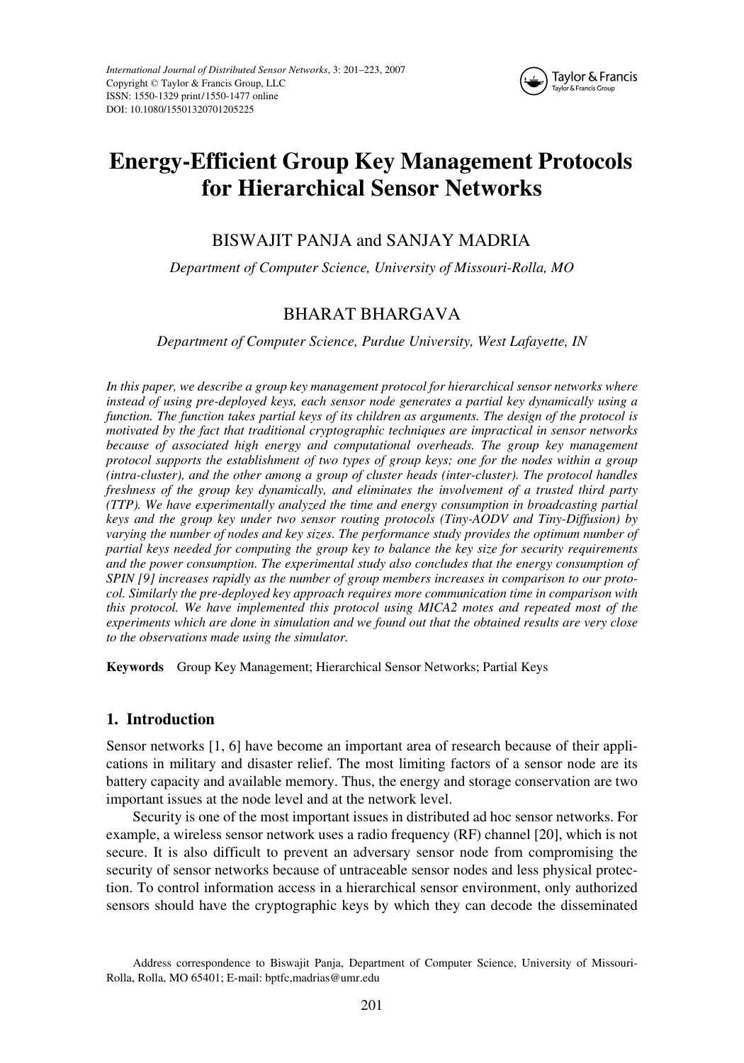# Energy-Efficient Group Key Management Protocols for Hierarchical Sensor Networks

BISWAJIT PANJA and SANJAY MADRIA

*Department of Computer Science, University of Missouri-Rolla, MO*

BHARAT BHARGAVA

*Department of Computer Science, Purdue University, West Lafayette, IN*

*In this paper, we describe a group key management protocol for hierarchical sensor networks where instead of using pre-deployed keys, each sensor node generates a partial key dynamically using a function. The function takes partial keys of its children as arguments. The design of the protocol is motivated by the fact that traditional cryptographic techniques are impractical in sensor networks because of associated high energy and computational overheads. The group key management protocol supports the establishment of two types of group keys; one for the nodes within a group (intra-cluster), and the other among a group of cluster heads (inter-cluster). The protocol handles freshness of the group key dynamically, and eliminates the involvement of a trusted third party (TTP). We have experimentally analyzed the time and energy consumption in broadcasting partial keys and the group key under two sensor routing protocols (Tiny-AODV and Tiny-Diffusion) by varying the number of nodes and key sizes. The performance study provides the optimum number of partial keys needed for computing the group key to balance the key size for security requirements and the power consumption. The experimental study also concludes that the energy consumption of SPIN [9] increases rapidly as the number of group members increases in comparison to our protocol. Similarly the pre-deployed key approach requires more communication time in comparison with this protocol. We have implemented this protocol using MICA2 motes and repeated most of the experiments which are done in simulation and we found out that the obtained results are very close to the observations made using the simulator.*

**Keywords** Group Key Management; Hierarchical Sensor Networks; Partial Keys

## 1. Introduction

Sensor networks [1, 6] have become an important area of research because of their applications in military and disaster relief. The most limiting factors of a sensor node are its battery capacity and available memory. Thus, the energy and storage conservation are two important issues at the node level and at the network level.

Security is one of the most important issues in distributed ad hoc sensor networks. For example, a wireless sensor network uses a radio frequency (RF) channel [20], which is not secure. It is also difficult to prevent an adversary sensor node from compromising the security of sensor networks because of untraceable sensor nodes and less physical protection. To control information access in a hierarchical sensor environment, only authorized sensors should have the cryptographic keys by which they can decode the disseminated

Address correspondence to Biswajit Panja, Department of Computer Science, University of Missouri-Rolla, Rolla, MO 65401; E-mail: bptfc,madrias@umr.edu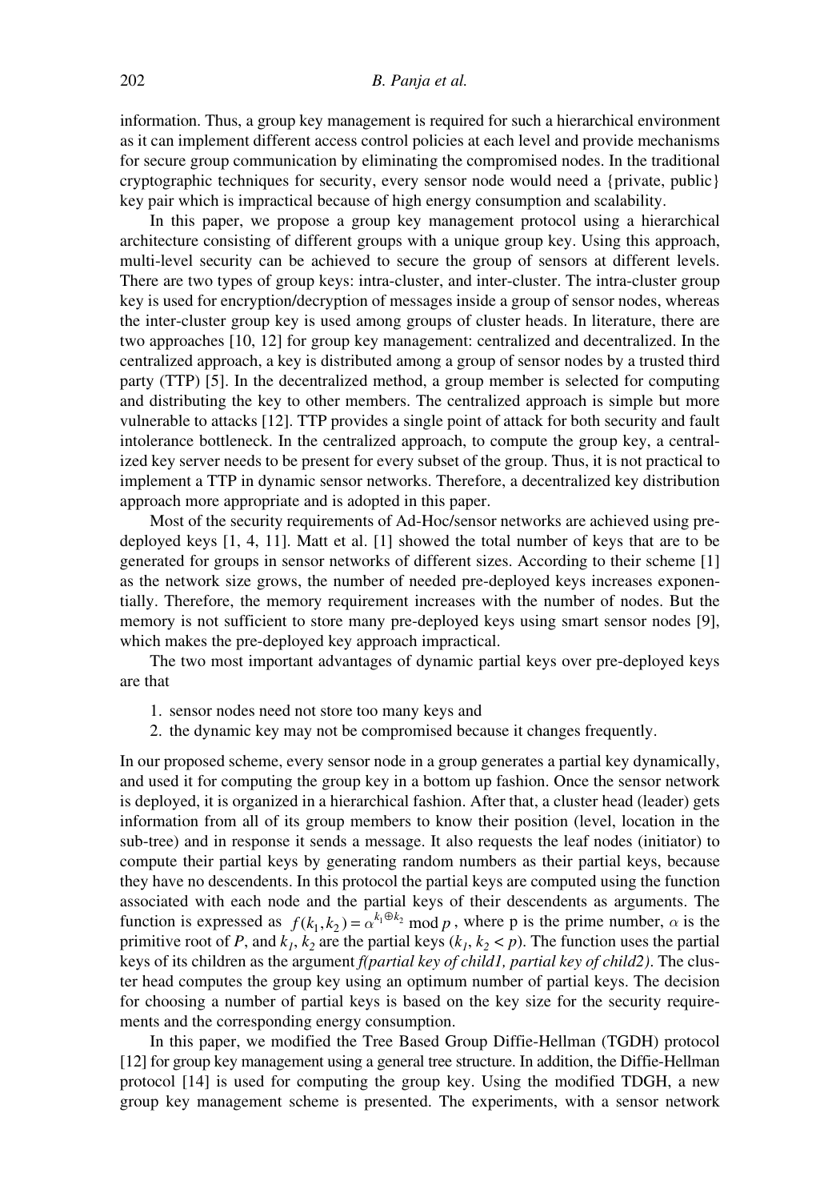information. Thus, a group key management is required for such a hierarchical environment as it can implement different access control policies at each level and provide mechanisms for secure group communication by eliminating the compromised nodes. In the traditional cryptographic techniques for security, every sensor node would need a {private, public} key pair which is impractical because of high energy consumption and scalability.

In this paper, we propose a group key management protocol using a hierarchical architecture consisting of different groups with a unique group key. Using this approach, multi-level security can be achieved to secure the group of sensors at different levels. There are two types of group keys: intra-cluster, and inter-cluster. The intra-cluster group key is used for encryption/decryption of messages inside a group of sensor nodes, whereas the inter-cluster group key is used among groups of cluster heads. In literature, there are two approaches [10, 12] for group key management: centralized and decentralized. In the centralized approach, a key is distributed among a group of sensor nodes by a trusted third party (TTP) [5]. In the decentralized method, a group member is selected for computing and distributing the key to other members. The centralized approach is simple but more vulnerable to attacks [12]. TTP provides a single point of attack for both security and fault intolerance bottleneck. In the centralized approach, to compute the group key, a centralized key server needs to be present for every subset of the group. Thus, it is not practical to implement a TTP in dynamic sensor networks. Therefore, a decentralized key distribution approach more appropriate and is adopted in this paper.

Most of the security requirements of Ad-Hoc/sensor networks are achieved using pre-deployed keys [1, 4, 11]. Matt et al. [1] showed the total number of keys that are to be generated for groups in sensor networks of different sizes. According to their scheme [1] as the network size grows, the number of needed pre-deployed keys increases exponentially. Therefore, the memory requirement increases with the number of nodes. But the memory is not sufficient to store many pre-deployed keys using smart sensor nodes [9], which makes the pre-deployed key approach impractical.

The two most important advantages of dynamic partial keys over pre-deployed keys are that

1. sensor nodes need not store too many keys and
2. the dynamic key may not be compromised because it changes frequently.

In our proposed scheme, every sensor node in a group generates a partial key dynamically, and used it for computing the group key in a bottom up fashion. Once the sensor network is deployed, it is organized in a hierarchical fashion. After that, a cluster head (leader) gets information from all of its group members to know their position (level, location in the sub-tree) and in response it sends a message. It also requests the leaf nodes (initiator) to compute their partial keys by generating random numbers as their partial keys, because they have no descendents. In this protocol the partial keys are computed using the function associated with each node and the partial keys of their descendents as arguments. The function is expressed as $f(k_1, k_2) = \alpha^{k_1 \oplus k_2} \bmod p$, where p is the prime number, $\alpha$ is the primitive root of $P$, and $k_1$, $k_2$ are the partial keys ($k_1, k_2 < p$). The function uses the partial keys of its children as the argument *f(partial key of child1, partial key of child2)*. The cluster head computes the group key using an optimum number of partial keys. The decision for choosing a number of partial keys is based on the key size for the security requirements and the corresponding energy consumption.

In this paper, we modified the Tree Based Group Diffie-Hellman (TGDH) protocol [12] for group key management using a general tree structure. In addition, the Diffie-Hellman protocol [14] is used for computing the group key. Using the modified TDGH, a new group key management scheme is presented. The experiments, with a sensor network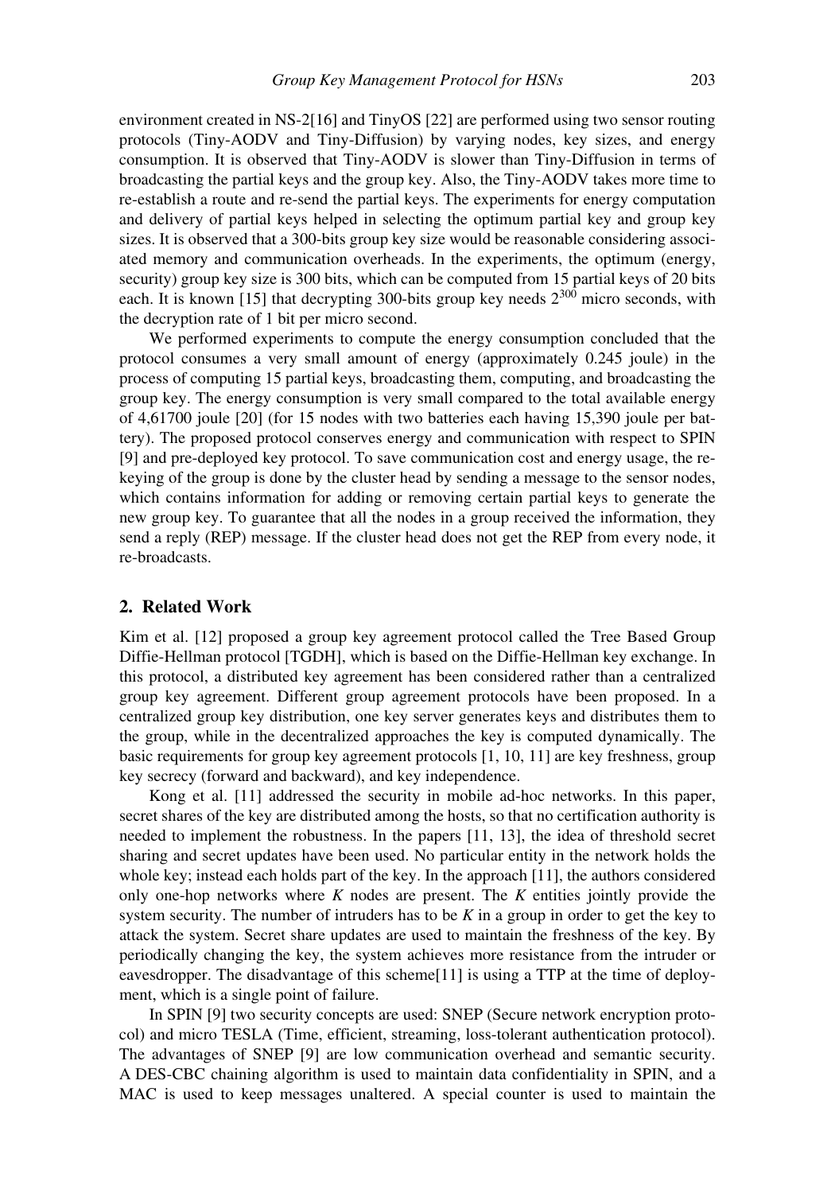environment created in NS-2[16] and TinyOS [22] are performed using two sensor routing protocols (Tiny-AODV and Tiny-Diffusion) by varying nodes, key sizes, and energy consumption. It is observed that Tiny-AODV is slower than Tiny-Diffusion in terms of broadcasting the partial keys and the group key. Also, the Tiny-AODV takes more time to re-establish a route and re-send the partial keys. The experiments for energy computation and delivery of partial keys helped in selecting the optimum partial key and group key sizes. It is observed that a 300-bits group key size would be reasonable considering associated memory and communication overheads. In the experiments, the optimum (energy, security) group key size is 300 bits, which can be computed from 15 partial keys of 20 bits each. It is known [15] that decrypting 300-bits group key needs $2^{300}$ micro seconds, with the decryption rate of 1 bit per micro second.

We performed experiments to compute the energy consumption concluded that the protocol consumes a very small amount of energy (approximately 0.245 joule) in the process of computing 15 partial keys, broadcasting them, computing, and broadcasting the group key. The energy consumption is very small compared to the total available energy of 4,61700 joule [20] (for 15 nodes with two batteries each having 15,390 joule per battery). The proposed protocol conserves energy and communication with respect to SPIN [9] and pre-deployed key protocol. To save communication cost and energy usage, the re-keying of the group is done by the cluster head by sending a message to the sensor nodes, which contains information for adding or removing certain partial keys to generate the new group key. To guarantee that all the nodes in a group received the information, they send a reply (REP) message. If the cluster head does not get the REP from every node, it re-broadcasts.

## 2. Related Work

Kim et al. [12] proposed a group key agreement protocol called the Tree Based Group Diffie-Hellman protocol [TGDH], which is based on the Diffie-Hellman key exchange. In this protocol, a distributed key agreement has been considered rather than a centralized group key agreement. Different group agreement protocols have been proposed. In a centralized group key distribution, one key server generates keys and distributes them to the group, while in the decentralized approaches the key is computed dynamically. The basic requirements for group key agreement protocols [1, 10, 11] are key freshness, group key secrecy (forward and backward), and key independence.

Kong et al. [11] addressed the security in mobile ad-hoc networks. In this paper, secret shares of the key are distributed among the hosts, so that no certification authority is needed to implement the robustness. In the papers [11, 13], the idea of threshold secret sharing and secret updates have been used. No particular entity in the network holds the whole key; instead each holds part of the key. In the approach [11], the authors considered only one-hop networks where $K$ nodes are present. The $K$ entities jointly provide the system security. The number of intruders has to be $K$ in a group in order to get the key to attack the system. Secret share updates are used to maintain the freshness of the key. By periodically changing the key, the system achieves more resistance from the intruder or eavesdropper. The disadvantage of this scheme[11] is using a TTP at the time of deployment, which is a single point of failure.

In SPIN [9] two security concepts are used: SNEP (Secure network encryption protocol) and micro TESLA (Time, efficient, streaming, loss-tolerant authentication protocol). The advantages of SNEP [9] are low communication overhead and semantic security. A DES-CBC chaining algorithm is used to maintain data confidentiality in SPIN, and a MAC is used to keep messages unaltered. A special counter is used to maintain the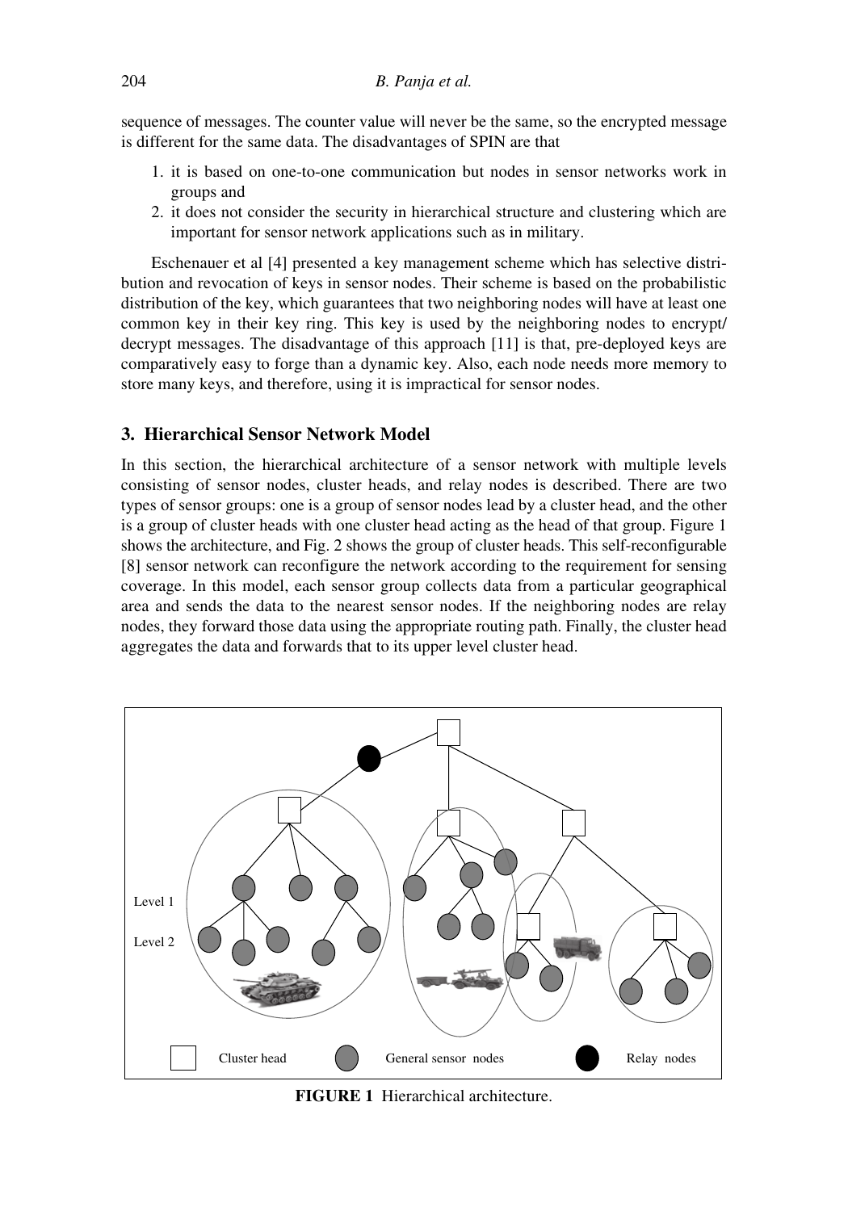sequence of messages. The counter value will never be the same, so the encrypted message is different for the same data. The disadvantages of SPIN are that

1. it is based on one-to-one communication but nodes in sensor networks work in groups and
2. it does not consider the security in hierarchical structure and clustering which are important for sensor network applications such as in military.

Eschenauer et al [4] presented a key management scheme which has selective distribution and revocation of keys in sensor nodes. Their scheme is based on the probabilistic distribution of the key, which guarantees that two neighboring nodes will have at least one common key in their key ring. This key is used by the neighboring nodes to encrypt/decrypt messages. The disadvantage of this approach [11] is that, pre-deployed keys are comparatively easy to forge than a dynamic key. Also, each node needs more memory to store many keys, and therefore, using it is impractical for sensor nodes.

## 3. Hierarchical Sensor Network Model

In this section, the hierarchical architecture of a sensor network with multiple levels consisting of sensor nodes, cluster heads, and relay nodes is described. There are two types of sensor groups: one is a group of sensor nodes lead by a cluster head, and the other is a group of cluster heads with one cluster head acting as the head of that group. Figure 1 shows the architecture, and Fig. 2 shows the group of cluster heads. This self-reconfigurable [8] sensor network can reconfigure the network according to the requirement for sensing coverage. In this model, each sensor group collects data from a particular geographical area and sends the data to the nearest sensor nodes. If the neighboring nodes are relay nodes, they forward those data using the appropriate routing path. Finally, the cluster head aggregates the data and forwards that to its upper level cluster head.

Level 1

Level 2

Cluster head General sensor nodes Relay nodes

**FIGURE 1** Hierarchical architecture.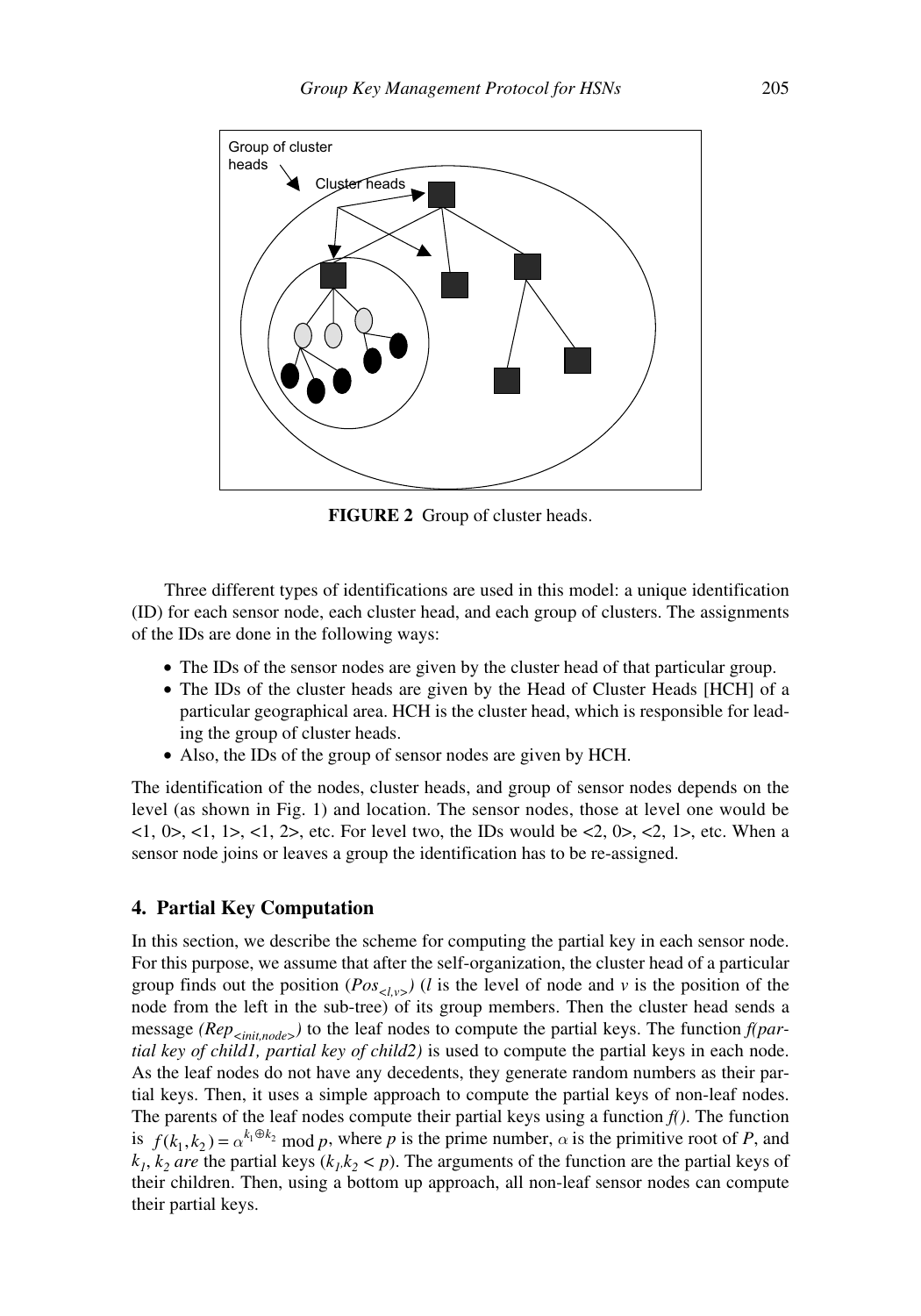FIGURE 2 Group of cluster heads.

Three different types of identifications are used in this model: a unique identification (ID) for each sensor node, each cluster head, and each group of clusters. The assignments of the IDs are done in the following ways:

- The IDs of the sensor nodes are given by the cluster head of that particular group.
- The IDs of the cluster heads are given by the Head of Cluster Heads [HCH] of a particular geographical area. HCH is the cluster head, which is responsible for leading the group of cluster heads.
- Also, the IDs of the group of sensor nodes are given by HCH.

The identification of the nodes, cluster heads, and group of sensor nodes depends on the level (as shown in Fig. 1) and location. The sensor nodes, those at level one would be <1, 0>, <1, 1>, <1, 2>, etc. For level two, the IDs would be <2, 0>, <2, 1>, etc. When a sensor node joins or leaves a group the identification has to be re-assigned.

## 4. Partial Key Computation

In this section, we describe the scheme for computing the partial key in each sensor node. For this purpose, we assume that after the self-organization, the cluster head of a particular group finds out the position ($Pos_{<l,v>}$) ($l$ is the level of node and $v$ is the position of the node from the left in the sub-tree) of its group members. Then the cluster head sends a message *($Rep_{<init,node>}$)* to the leaf nodes to compute the partial keys. The function *f(partial key of child1, partial key of child2)* is used to compute the partial keys in each node. As the leaf nodes do not have any decedents, they generate random numbers as their partial keys. Then, it uses a simple approach to compute the partial keys of non-leaf nodes. The parents of the leaf nodes compute their partial keys using a function *f()*. The function is $f(k_1, k_2) = \alpha^{k_1 \oplus k_2} \bmod p$, where $p$ is the prime number, $\alpha$ is the primitive root of $P$, and $k_1$, $k_2$ *are* the partial keys ($k_1, k_2 < p$). The arguments of the function are the partial keys of their children. Then, using a bottom up approach, all non-leaf sensor nodes can compute their partial keys.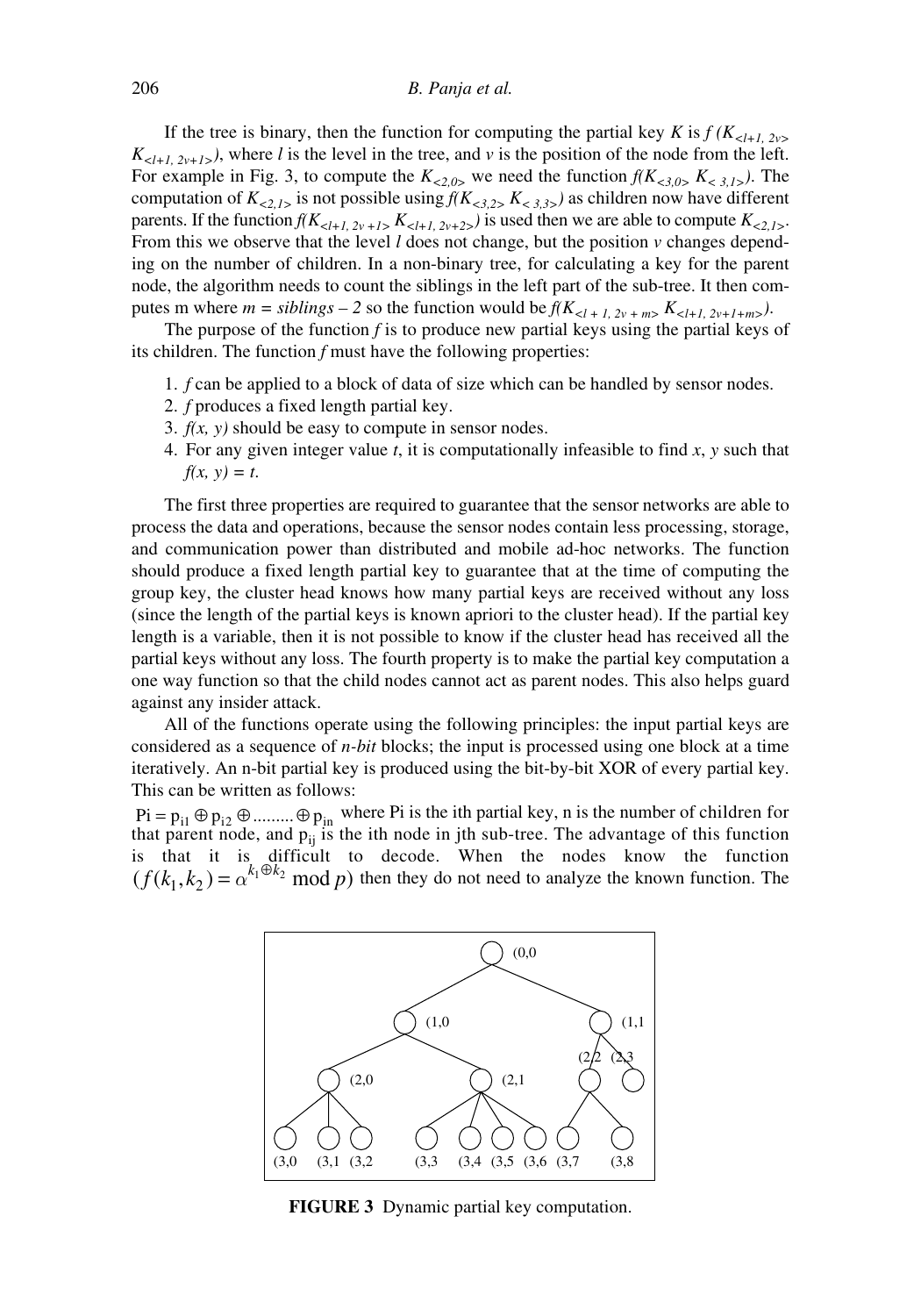If the tree is binary, then the function for computing the partial key $K$ is $f(K_{<l+1,\,2v>}\ K_{<l+1,\,2v+1>})$, where $l$ is the level in the tree, and $v$ is the position of the node from the left. For example in Fig. 3, to compute the $K_{<2,0>}$ we need the function $f(K_{<3,0>}\ K_{<3,1>})$. The computation of $K_{<2,1>}$ is not possible using $f(K_{<3,2>}\ K_{<3,3>})$ as children now have different parents. If the function $f(K_{<l+1,\,2v+1>}\ K_{<l+1,\,2v+2>})$ is used then we are able to compute $K_{<2,1>}$. From this we observe that the level $l$ does not change, but the position $v$ changes depending on the number of children. In a non-binary tree, for calculating a key for the parent node, the algorithm needs to count the siblings in the left part of the sub-tree. It then computes m where $m = siblings - 2$ so the function would be $f(K_{<l+1,\,2v+m>}\ K_{<l+1,\,2v+1+m>})$.

The purpose of the function $f$ is to produce new partial keys using the partial keys of its children. The function $f$ must have the following properties:

1. $f$ can be applied to a block of data of size which can be handled by sensor nodes.
2. $f$ produces a fixed length partial key.
3. $f(x, y)$ should be easy to compute in sensor nodes.
4. For any given integer value $t$, it is computationally infeasible to find $x$, $y$ such that $f(x, y) = t$.

The first three properties are required to guarantee that the sensor networks are able to process the data and operations, because the sensor nodes contain less processing, storage, and communication power than distributed and mobile ad-hoc networks. The function should produce a fixed length partial key to guarantee that at the time of computing the group key, the cluster head knows how many partial keys are received without any loss (since the length of the partial keys is known apriori to the cluster head). If the partial key length is a variable, then it is not possible to know if the cluster head has received all the partial keys without any loss. The fourth property is to make the partial key computation a one way function so that the child nodes cannot act as parent nodes. This also helps guard against any insider attack.

All of the functions operate using the following principles: the input partial keys are considered as a sequence of *n-bit* blocks; the input is processed using one block at a time iteratively. An n-bit partial key is produced using the bit-by-bit XOR of every partial key. This can be written as follows:

$Pi = p_{i1} \oplus p_{i2} \oplus \dots\dots\dots \oplus p_{in}$ where Pi is the ith partial key, n is the number of children for that parent node, and $p_{ij}$ is the ith node in jth sub-tree. The advantage of this function is that it is difficult to decode. When the nodes know the function $(f(k_1, k_2) = \alpha^{k_1 \oplus k_2} \bmod p)$ then they do not need to analyze the known function. The

**FIGURE 3** Dynamic partial key computation.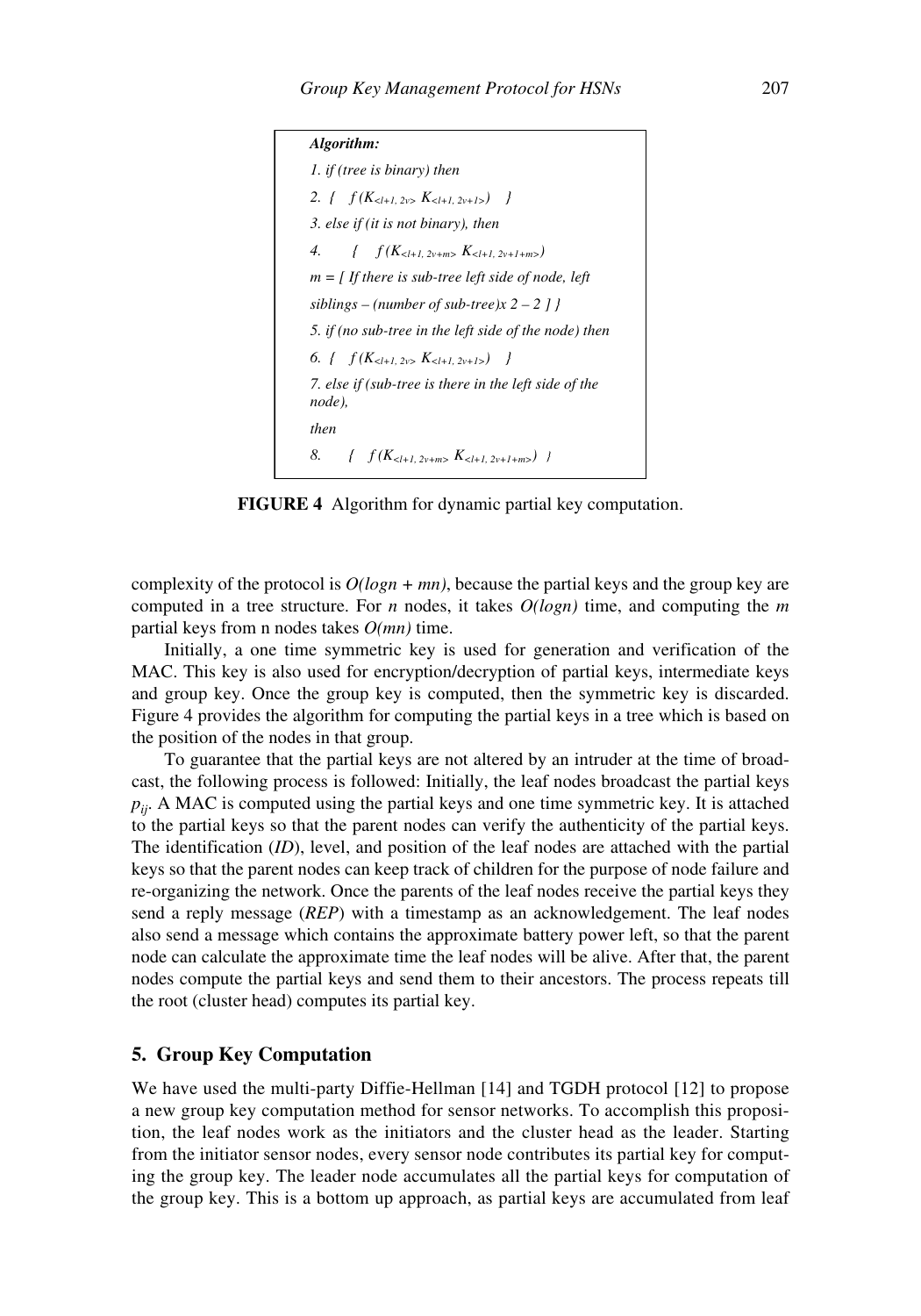***Algorithm:***

*1. if (tree is binary) then*

*2.* { $f(K_{<l+1,\ 2v>}\ K_{<l+1,\ 2v+1>})$ }

*3. else if (it is not binary), then*

*4.* { $f(K_{<l+1,\ 2v+m>}\ K_{<l+1,\ 2v+1+m>})$

*m = [ If there is sub-tree left side of node, left siblings – (number of sub-tree)x 2 – 2 ] }*

*5. if (no sub-tree in the left side of the node) then*

*6.* { $f(K_{<l+1,\ 2v>}\ K_{<l+1,\ 2v+1>})$ }

*7. else if (sub-tree is there in the left side of the node),*

*then*

*8.* { $f(K_{<l+1,\ 2v+m>}\ K_{<l+1,\ 2v+1+m>})$ }

**FIGURE 4** Algorithm for dynamic partial key computation.

complexity of the protocol is $O(logn + mn)$, because the partial keys and the group key are computed in a tree structure. For $n$ nodes, it takes $O(logn)$ time, and computing the $m$ partial keys from n nodes takes $O(mn)$ time.

Initially, a one time symmetric key is used for generation and verification of the MAC. This key is also used for encryption/decryption of partial keys, intermediate keys and group key. Once the group key is computed, then the symmetric key is discarded. Figure 4 provides the algorithm for computing the partial keys in a tree which is based on the position of the nodes in that group.

To guarantee that the partial keys are not altered by an intruder at the time of broadcast, the following process is followed: Initially, the leaf nodes broadcast the partial keys $p_{ij}$. A MAC is computed using the partial keys and one time symmetric key. It is attached to the partial keys so that the parent nodes can verify the authenticity of the partial keys. The identification (*ID*), level, and position of the leaf nodes are attached with the partial keys so that the parent nodes can keep track of children for the purpose of node failure and re-organizing the network. Once the parents of the leaf nodes receive the partial keys they send a reply message (*REP*) with a timestamp as an acknowledgement. The leaf nodes also send a message which contains the approximate battery power left, so that the parent node can calculate the approximate time the leaf nodes will be alive. After that, the parent nodes compute the partial keys and send them to their ancestors. The process repeats till the root (cluster head) computes its partial key.

## 5. Group Key Computation

We have used the multi-party Diffie-Hellman [14] and TGDH protocol [12] to propose a new group key computation method for sensor networks. To accomplish this proposition, the leaf nodes work as the initiators and the cluster head as the leader. Starting from the initiator sensor nodes, every sensor node contributes its partial key for computing the group key. The leader node accumulates all the partial keys for computation of the group key. This is a bottom up approach, as partial keys are accumulated from leaf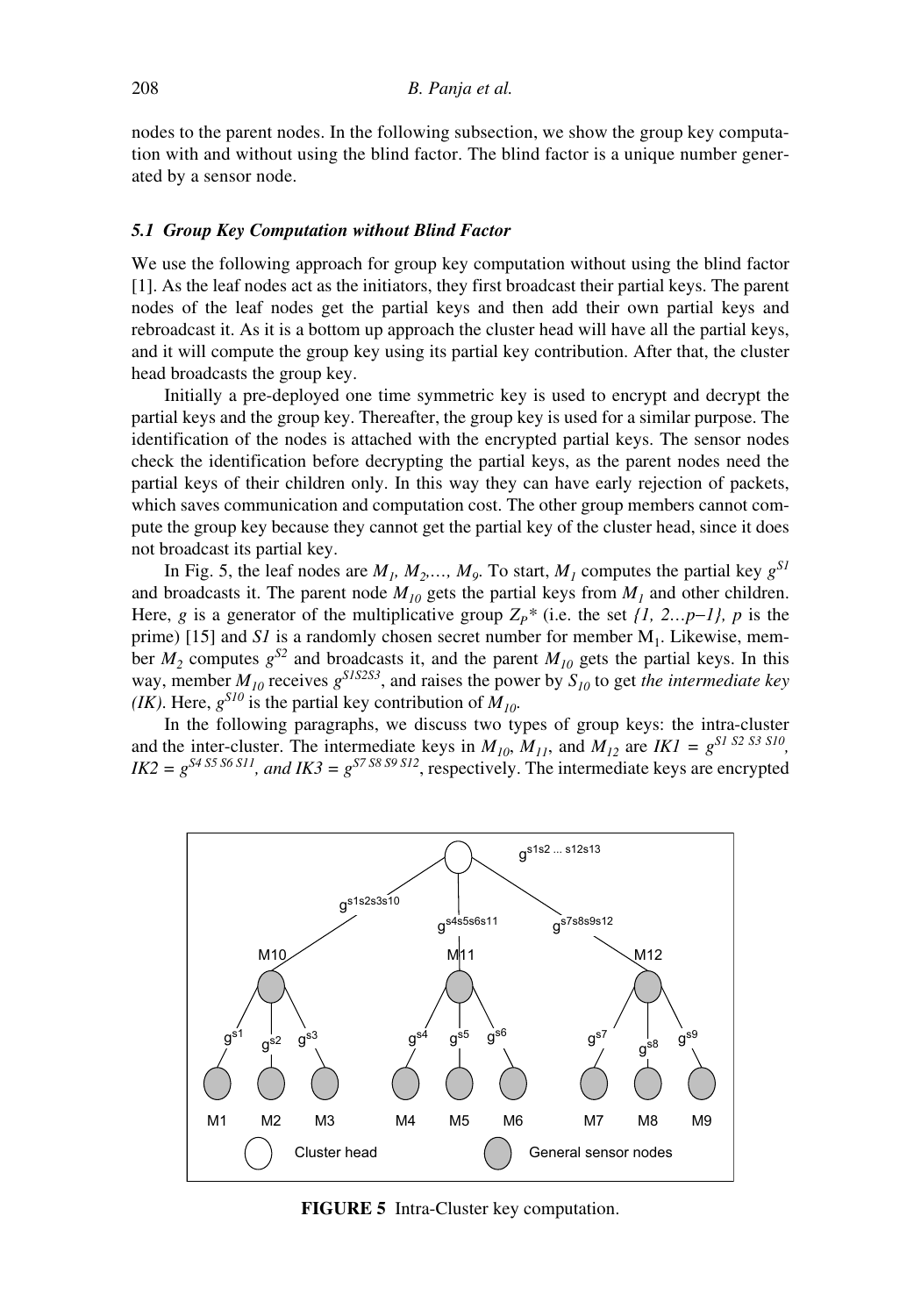nodes to the parent nodes. In the following subsection, we show the group key computation with and without using the blind factor. The blind factor is a unique number generated by a sensor node.

### 5.1 Group Key Computation without Blind Factor

We use the following approach for group key computation without using the blind factor [1]. As the leaf nodes act as the initiators, they first broadcast their partial keys. The parent nodes of the leaf nodes get the partial keys and then add their own partial keys and rebroadcast it. As it is a bottom up approach the cluster head will have all the partial keys, and it will compute the group key using its partial key contribution. After that, the cluster head broadcasts the group key.

Initially a pre-deployed one time symmetric key is used to encrypt and decrypt the partial keys and the group key. Thereafter, the group key is used for a similar purpose. The identification of the nodes is attached with the encrypted partial keys. The sensor nodes check the identification before decrypting the partial keys, as the parent nodes need the partial keys of their children only. In this way they can have early rejection of packets, which saves communication and computation cost. The other group members cannot compute the group key because they cannot get the partial key of the cluster head, since it does not broadcast its partial key.

In Fig. 5, the leaf nodes are $M_1, M_2, \ldots, M_9$. To start, $M_1$ computes the partial key $g^{S1}$ and broadcasts it. The parent node $M_{10}$ gets the partial keys from $M_1$ and other children. Here, $g$ is a generator of the multiplicative group $Z_P^*$ (i.e. the set $\{1, 2 \ldots p-1\}$, $p$ is the prime) [15] and $S1$ is a randomly chosen secret number for member $M_1$. Likewise, member $M_2$ computes $g^{S2}$ and broadcasts it, and the parent $M_{10}$ gets the partial keys. In this way, member $M_{10}$ receives $g^{S1S2S3}$, and raises the power by $S_{10}$ to get *the intermediate key (IK)*. Here, $g^{S10}$ is the partial key contribution of $M_{10}$.

In the following paragraphs, we discuss two types of group keys: the intra-cluster and the inter-cluster. The intermediate keys in $M_{10}$, $M_{11}$, and $M_{12}$ are $IK1 = g^{S1\ S2\ S3\ S10}$, $IK2 = g^{S4\ S5\ S6\ S11}$, and $IK3 = g^{S7\ S8\ S9\ S12}$, respectively. The intermediate keys are encrypted

**FIGURE 5** Intra-Cluster key computation.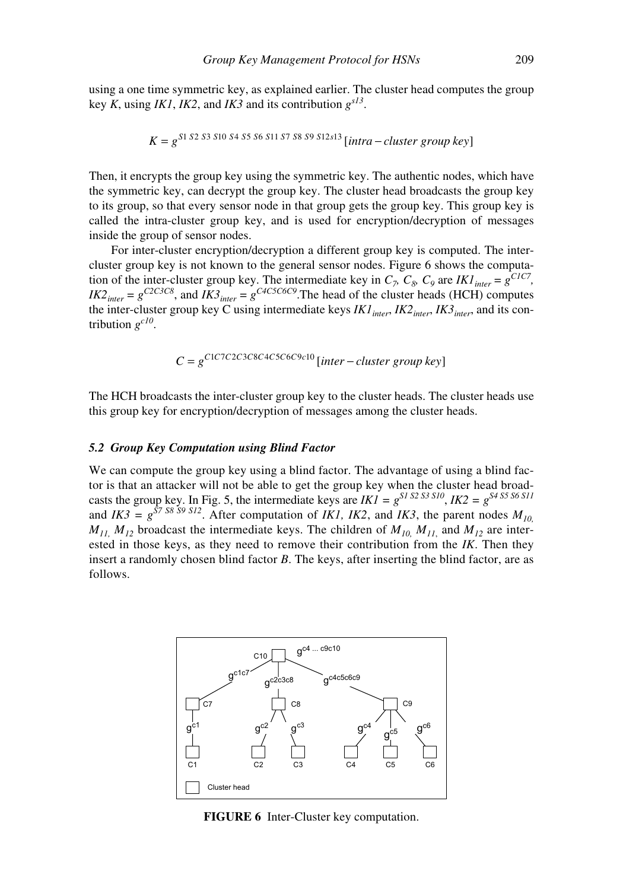using a one time symmetric key, as explained earlier. The cluster head computes the group key $K$, using $IK1$, $IK2$, and $IK3$ and its contribution $g^{s13}$.

$$K = g^{S1\ S2\ S3\ S10\ S4\ S5\ S6\ S11\ S7\ S8\ S9\ S12 s13}\ [intra-cluster\ group\ key]$$

Then, it encrypts the group key using the symmetric key. The authentic nodes, which have the symmetric key, can decrypt the group key. The cluster head broadcasts the group key to its group, so that every sensor node in that group gets the group key. This group key is called the intra-cluster group key, and is used for encryption/decryption of messages inside the group of sensor nodes.

For inter-cluster encryption/decryption a different group key is computed. The inter-cluster group key is not known to the general sensor nodes. Figure 6 shows the computation of the inter-cluster group key. The intermediate key in $C_7$, $C_8$, $C_9$ are $IK1_{inter} = g^{C1C7}$, $IK2_{inter} = g^{C2C3C8}$, and $IK3_{inter} = g^{C4C5C6C9}$. The head of the cluster heads (HCH) computes the inter-cluster group key C using intermediate keys $IK1_{inter}$, $IK2_{inter}$, $IK3_{inter}$, and its contribution $g^{c10}$.

$$C = g^{C1C7C2C3C8C4C5C6C9c10}\ [inter-cluster\ group\ key]$$

The HCH broadcasts the inter-cluster group key to the cluster heads. The cluster heads use this group key for encryption/decryption of messages among the cluster heads.

### *5.2 Group Key Computation using Blind Factor*

We can compute the group key using a blind factor. The advantage of using a blind factor is that an attacker will not be able to get the group key when the cluster head broadcasts the group key. In Fig. 5, the intermediate keys are $IK1 = g^{S1\ S2\ S3\ S10}$, $IK2 = g^{S4\ S5\ S6\ S11}$ and $IK3 = g^{S7\ S8\ S9\ S12}$. After computation of $IK1$, $IK2$, and $IK3$, the parent nodes $M_{10}$, $M_{11}$, $M_{12}$ broadcast the intermediate keys. The children of $M_{10}$, $M_{11}$, and $M_{12}$ are interested in those keys, as they need to remove their contribution from the $IK$. Then they insert a randomly chosen blind factor $B$. The keys, after inserting the blind factor, are as follows.

**FIGURE 6** Inter-Cluster key computation.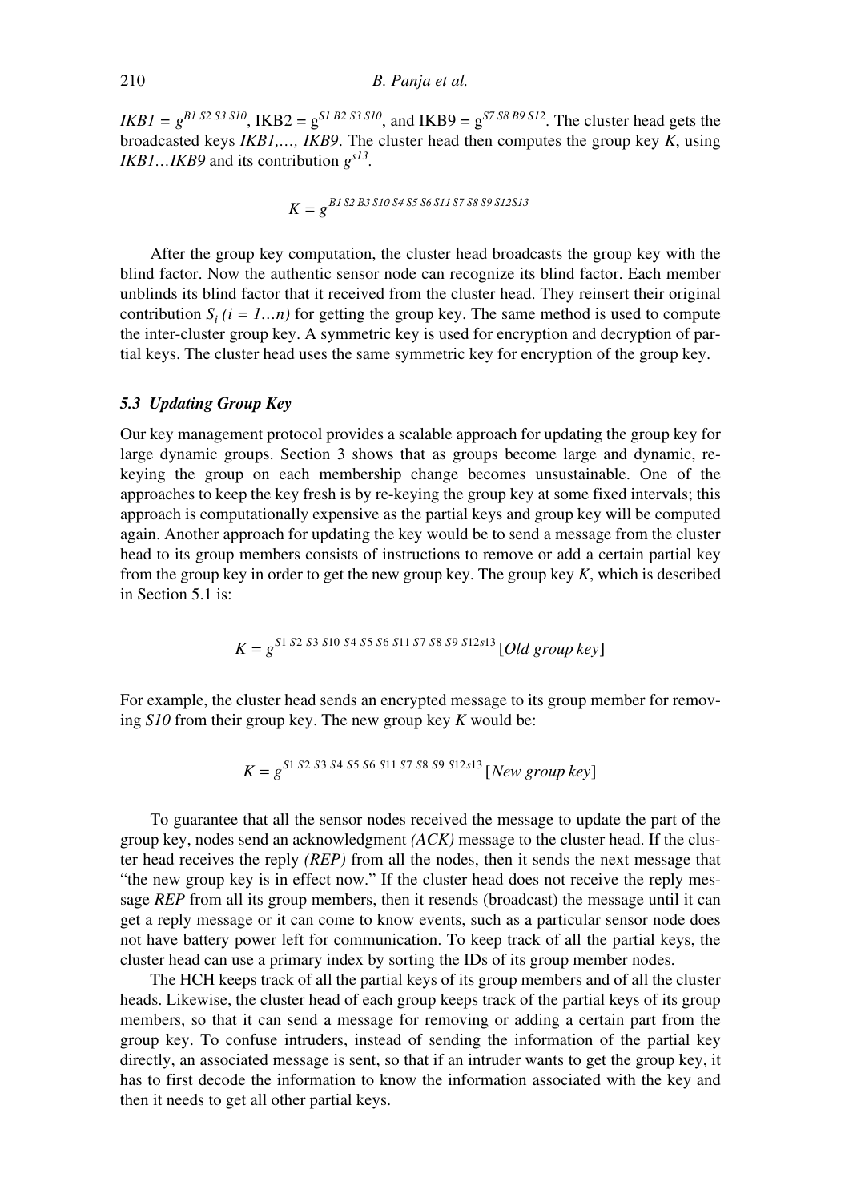$IKB1 = g^{B1\ S2\ S3\ S10}$, $IKB2 = g^{S1\ B2\ S3\ S10}$, and $IKB9 = g^{S7\ S8\ B9\ S12}$. The cluster head gets the broadcasted keys *IKB1,…, IKB9*. The cluster head then computes the group key *K*, using *IKB1…IKB9* and its contribution $g^{s13}$.

$$K = g^{B1\ S2\ B3\ S10\ S4\ S5\ S6\ S11\ S7\ S8\ S9\ S12S13}$$

After the group key computation, the cluster head broadcasts the group key with the blind factor. Now the authentic sensor node can recognize its blind factor. Each member unblinds its blind factor that it received from the cluster head. They reinsert their original contribution $S_i$ $(i = 1…n)$ for getting the group key. The same method is used to compute the inter-cluster group key. A symmetric key is used for encryption and decryption of partial keys. The cluster head uses the same symmetric key for encryption of the group key.

### 5.3 Updating Group Key

Our key management protocol provides a scalable approach for updating the group key for large dynamic groups. Section 3 shows that as groups become large and dynamic, re-keying the group on each membership change becomes unsustainable. One of the approaches to keep the key fresh is by re-keying the group key at some fixed intervals; this approach is computationally expensive as the partial keys and group key will be computed again. Another approach for updating the key would be to send a message from the cluster head to its group members consists of instructions to remove or add a certain partial key from the group key in order to get the new group key. The group key *K*, which is described in Section 5.1 is:

$$K = g^{S1\ S2\ S3\ S10\ S4\ S5\ S6\ S11\ S7\ S8\ S9\ S12s13}\ [\textit{Old group key}]$$

For example, the cluster head sends an encrypted message to its group member for removing *S10* from their group key. The new group key *K* would be:

$$K = g^{S1\ S2\ S3\ S4\ S5\ S6\ S11\ S7\ S8\ S9\ S12s13}\ [\textit{New group key}]$$

To guarantee that all the sensor nodes received the message to update the part of the group key, nodes send an acknowledgment *(ACK)* message to the cluster head. If the cluster head receives the reply *(REP)* from all the nodes, then it sends the next message that "the new group key is in effect now." If the cluster head does not receive the reply message *REP* from all its group members, then it resends (broadcast) the message until it can get a reply message or it can come to know events, such as a particular sensor node does not have battery power left for communication. To keep track of all the partial keys, the cluster head can use a primary index by sorting the IDs of its group member nodes.

The HCH keeps track of all the partial keys of its group members and of all the cluster heads. Likewise, the cluster head of each group keeps track of the partial keys of its group members, so that it can send a message for removing or adding a certain part from the group key. To confuse intruders, instead of sending the information of the partial key directly, an associated message is sent, so that if an intruder wants to get the group key, it has to first decode the information to know the information associated with the key and then it needs to get all other partial keys.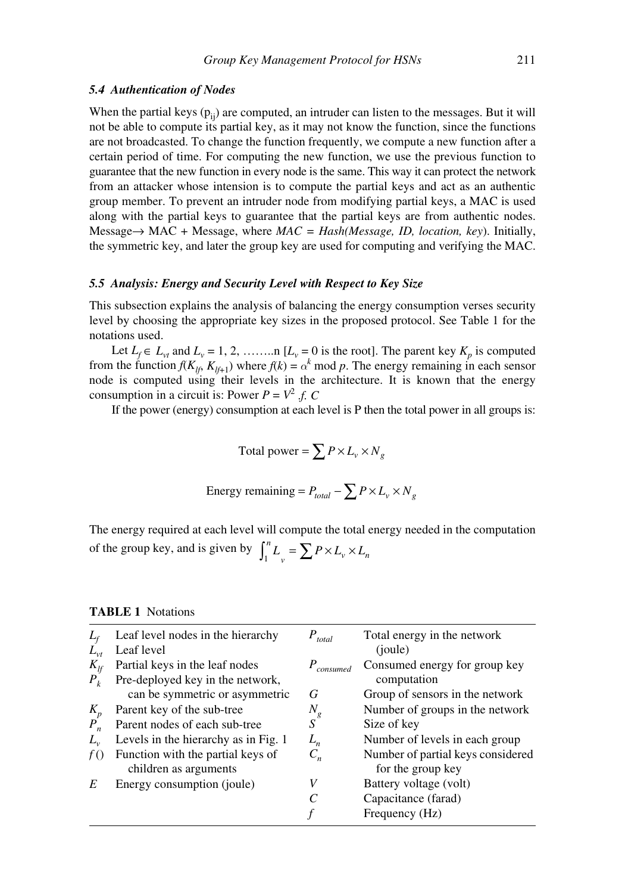### 5.4 Authentication of Nodes

When the partial keys ($p_{ij}$) are computed, an intruder can listen to the messages. But it will not be able to compute its partial key, as it may not know the function, since the functions are not broadcasted. To change the function frequently, we compute a new function after a certain period of time. For computing the new function, we use the previous function to guarantee that the new function in every node is the same. This way it can protect the network from an attacker whose intension is to compute the partial keys and act as an authentic group member. To prevent an intruder node from modifying partial keys, a MAC is used along with the partial keys to guarantee that the partial keys are from authentic nodes. Message→ MAC + Message, where *MAC = Hash(Message, ID, location, key)*. Initially, the symmetric key, and later the group key are used for computing and verifying the MAC.

### 5.5 Analysis: Energy and Security Level with Respect to Key Size

This subsection explains the analysis of balancing the energy consumption verses security level by choosing the appropriate key sizes in the proposed protocol. See Table 1 for the notations used.

Let $L_f \in L_{vt}$ and $L_v = 1, 2, \ldots\ldots n$ [$L_v = 0$ is the root]. The parent key $K_p$ is computed from the function $f(K_{lf}, K_{lf+1})$ where $f(k) = \alpha^k \bmod p$. The energy remaining in each sensor node is computed using their levels in the architecture. It is known that the energy consumption in a circuit is: Power $P = V^2 .f. C$

If the power (energy) consumption at each level is P then the total power in all groups is:

$$\text{Total power} = \sum P \times L_v \times N_g$$

$$\text{Energy remaining} = P_{total} - \sum P \times L_v \times N_g$$

The energy required at each level will compute the total energy needed in the computation of the group key, and is given by $\int_1^n L_v = \sum P \times L_v \times L_n$

**TABLE 1** Notations

| | | | |
|---|---|---|---|
| $L_f$ | Leaf level nodes in the hierarchy | $P_{total}$ | Total energy in the network (joule) |
| $L_{vt}$ | Leaf level | | |
| $K_{lf}$ | Partial keys in the leaf nodes | $P_{consumed}$ | Consumed energy for group key computation |
| $P_k$ | Pre-deployed key in the network, can be symmetric or asymmetric | $G$ | Group of sensors in the network |
| $K_p$ | Parent key of the sub-tree | $N_g$ | Number of groups in the network |
| $P_n$ | Parent nodes of each sub-tree | $S$ | Size of key |
| $L_v$ | Levels in the hierarchy as in Fig. 1 | $L_n$ | Number of levels in each group |
| $f()$ | Function with the partial keys of children as arguments | $C_n$ | Number of partial keys considered for the group key |
| $E$ | Energy consumption (joule) | $V$ | Battery voltage (volt) |
| | | $C$ | Capacitance (farad) |
| | | $f$ | Frequency (Hz) |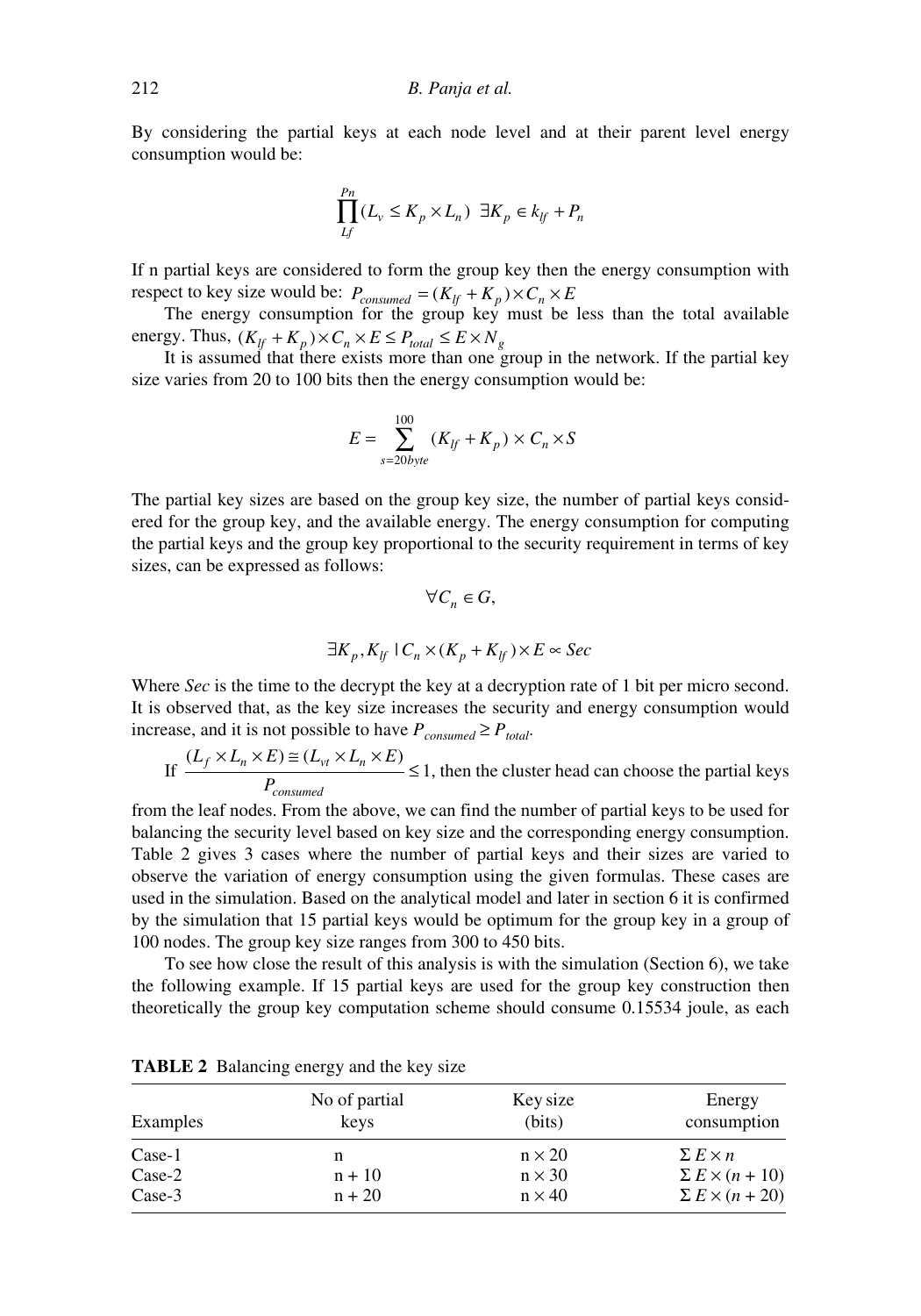By considering the partial keys at each node level and at their parent level energy consumption would be:

$$\prod_{Lf}^{Pn} (L_v \le K_p \times L_n) \;\; \exists K_p \in k_{lf} + P_n$$

If n partial keys are considered to form the group key then the energy consumption with respect to key size would be: $P_{consumed} = (K_{lf} + K_p) \times C_n \times E$

The energy consumption for the group key must be less than the total available energy. Thus, $(K_{lf} + K_p) \times C_n \times E \le P_{total} \le E \times N_g$

It is assumed that there exists more than one group in the network. If the partial key size varies from 20 to 100 bits then the energy consumption would be:

$$E = \sum_{s=20byte}^{100} (K_{lf} + K_p) \times C_n \times S$$

The partial key sizes are based on the group key size, the number of partial keys considered for the group key, and the available energy. The energy consumption for computing the partial keys and the group key proportional to the security requirement in terms of key sizes, can be expressed as follows:

$$\forall C_n \in G,$$

$$\exists K_p, K_{lf} \mid C_n \times (K_p + K_{lf}) \times E \propto Sec$$

Where *Sec* is the time to the decrypt the key at a decryption rate of 1 bit per micro second. It is observed that, as the key size increases the security and energy consumption would increase, and it is not possible to have $P_{consumed} \ge P_{total}$.

If $\frac{(L_f \times L_n \times E) \cong (L_{vt} \times L_n \times E)}{P_{consumed}} \le 1$, then the cluster head can choose the partial keys from the leaf nodes. From the above, we can find the number of partial keys to be used for balancing the security level based on key size and the corresponding energy consumption. Table 2 gives 3 cases where the number of partial keys and their sizes are varied to observe the variation of energy consumption using the given formulas. These cases are used in the simulation. Based on the analytical model and later in section 6 it is confirmed by the simulation that 15 partial keys would be optimum for the group key in a group of 100 nodes. The group key size ranges from 300 to 450 bits.

To see how close the result of this analysis is with the simulation (Section 6), we take the following example. If 15 partial keys are used for the group key construction then theoretically the group key computation scheme should consume 0.15534 joule, as each

**TABLE 2** Balancing energy and the key size

| Examples | No of partial keys | Key size (bits) | Energy consumption |
|---|---|---|---|
| Case-1 | n | n × 20 | $\Sigma E \times n$ |
| Case-2 | n + 10 | n × 30 | $\Sigma E \times (n + 10)$ |
| Case-3 | n + 20 | n × 40 | $\Sigma E \times (n + 20)$ |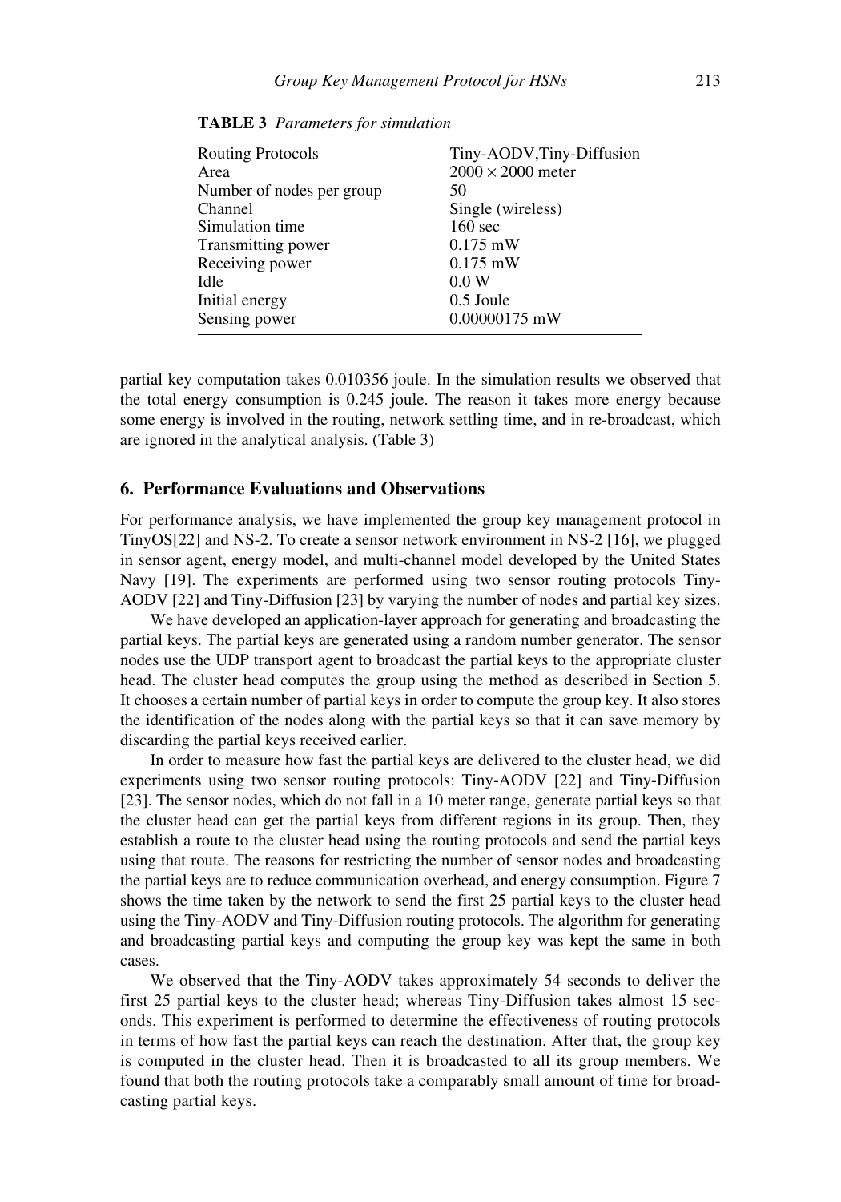**TABLE 3** *Parameters for simulation*

| | |
|---|---|
| Routing Protocols | Tiny-AODV,Tiny-Diffusion |
| Area | $2000 \times 2000$ meter |
| Number of nodes per group | 50 |
| Channel | Single (wireless) |
| Simulation time | 160 sec |
| Transmitting power | 0.175 mW |
| Receiving power | 0.175 mW |
| Idle | 0.0 W |
| Initial energy | 0.5 Joule |
| Sensing power | 0.00000175 mW |

partial key computation takes 0.010356 joule. In the simulation results we observed that the total energy consumption is 0.245 joule. The reason it takes more energy because some energy is involved in the routing, network settling time, and in re-broadcast, which are ignored in the analytical analysis. (Table 3)

## 6. Performance Evaluations and Observations

For performance analysis, we have implemented the group key management protocol in TinyOS[22] and NS-2. To create a sensor network environment in NS-2 [16], we plugged in sensor agent, energy model, and multi-channel model developed by the United States Navy [19]. The experiments are performed using two sensor routing protocols Tiny-AODV [22] and Tiny-Diffusion [23] by varying the number of nodes and partial key sizes.

We have developed an application-layer approach for generating and broadcasting the partial keys. The partial keys are generated using a random number generator. The sensor nodes use the UDP transport agent to broadcast the partial keys to the appropriate cluster head. The cluster head computes the group using the method as described in Section 5. It chooses a certain number of partial keys in order to compute the group key. It also stores the identification of the nodes along with the partial keys so that it can save memory by discarding the partial keys received earlier.

In order to measure how fast the partial keys are delivered to the cluster head, we did experiments using two sensor routing protocols: Tiny-AODV [22] and Tiny-Diffusion [23]. The sensor nodes, which do not fall in a 10 meter range, generate partial keys so that the cluster head can get the partial keys from different regions in its group. Then, they establish a route to the cluster head using the routing protocols and send the partial keys using that route. The reasons for restricting the number of sensor nodes and broadcasting the partial keys are to reduce communication overhead, and energy consumption. Figure 7 shows the time taken by the network to send the first 25 partial keys to the cluster head using the Tiny-AODV and Tiny-Diffusion routing protocols. The algorithm for generating and broadcasting partial keys and computing the group key was kept the same in both cases.

We observed that the Tiny-AODV takes approximately 54 seconds to deliver the first 25 partial keys to the cluster head; whereas Tiny-Diffusion takes almost 15 seconds. This experiment is performed to determine the effectiveness of routing protocols in terms of how fast the partial keys can reach the destination. After that, the group key is computed in the cluster head. Then it is broadcasted to all its group members. We found that both the routing protocols take a comparably small amount of time for broadcasting partial keys.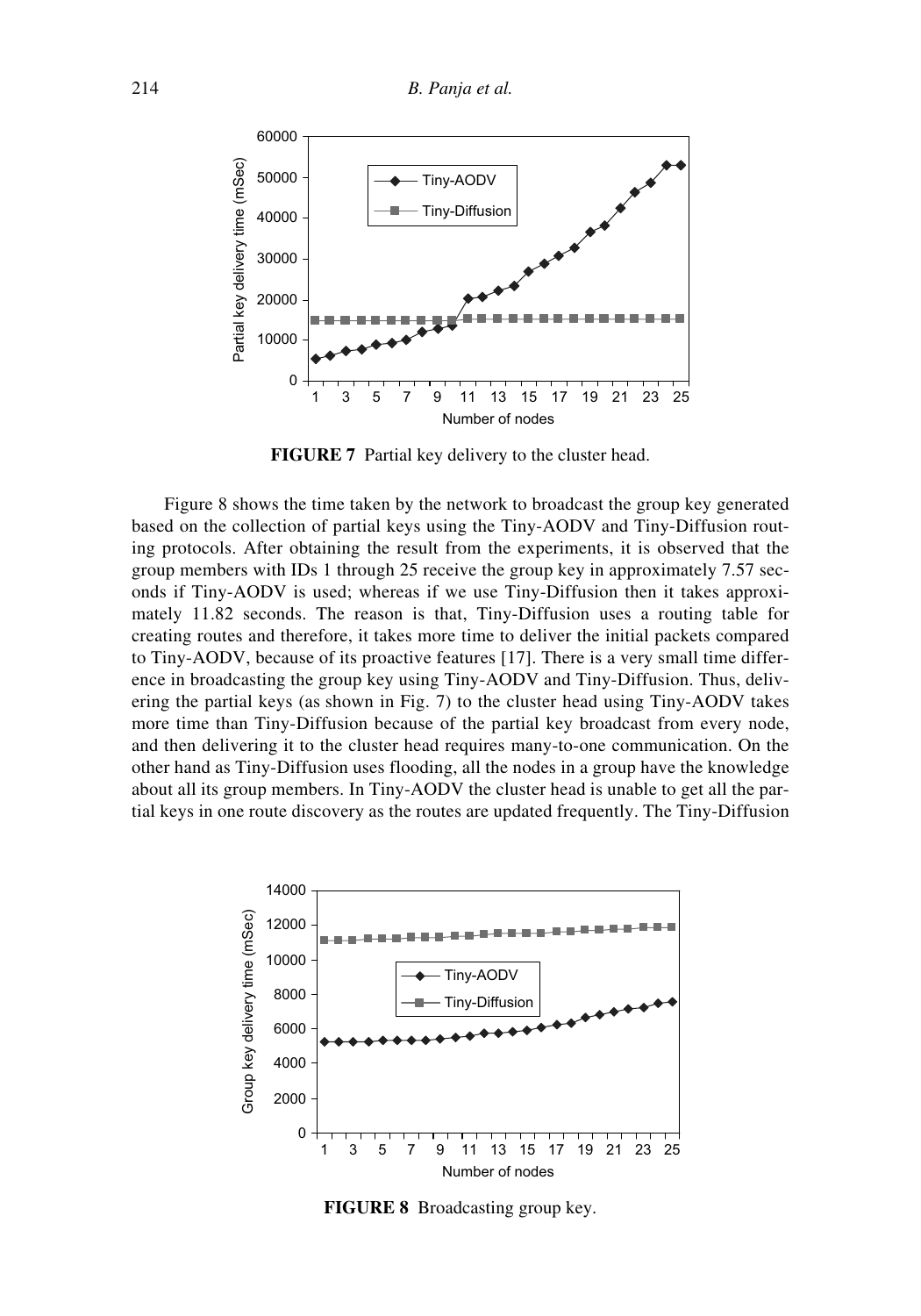FIGURE 7 Partial key delivery to the cluster head.

Figure 8 shows the time taken by the network to broadcast the group key generated based on the collection of partial keys using the Tiny-AODV and Tiny-Diffusion routing protocols. After obtaining the result from the experiments, it is observed that the group members with IDs 1 through 25 receive the group key in approximately 7.57 seconds if Tiny-AODV is used; whereas if we use Tiny-Diffusion then it takes approximately 11.82 seconds. The reason is that, Tiny-Diffusion uses a routing table for creating routes and therefore, it takes more time to deliver the initial packets compared to Tiny-AODV, because of its proactive features [17]. There is a very small time difference in broadcasting the group key using Tiny-AODV and Tiny-Diffusion. Thus, delivering the partial keys (as shown in Fig. 7) to the cluster head using Tiny-AODV takes more time than Tiny-Diffusion because of the partial key broadcast from every node, and then delivering it to the cluster head requires many-to-one communication. On the other hand as Tiny-Diffusion uses flooding, all the nodes in a group have the knowledge about all its group members. In Tiny-AODV the cluster head is unable to get all the partial keys in one route discovery as the routes are updated frequently. The Tiny-Diffusion

FIGURE 8 Broadcasting group key.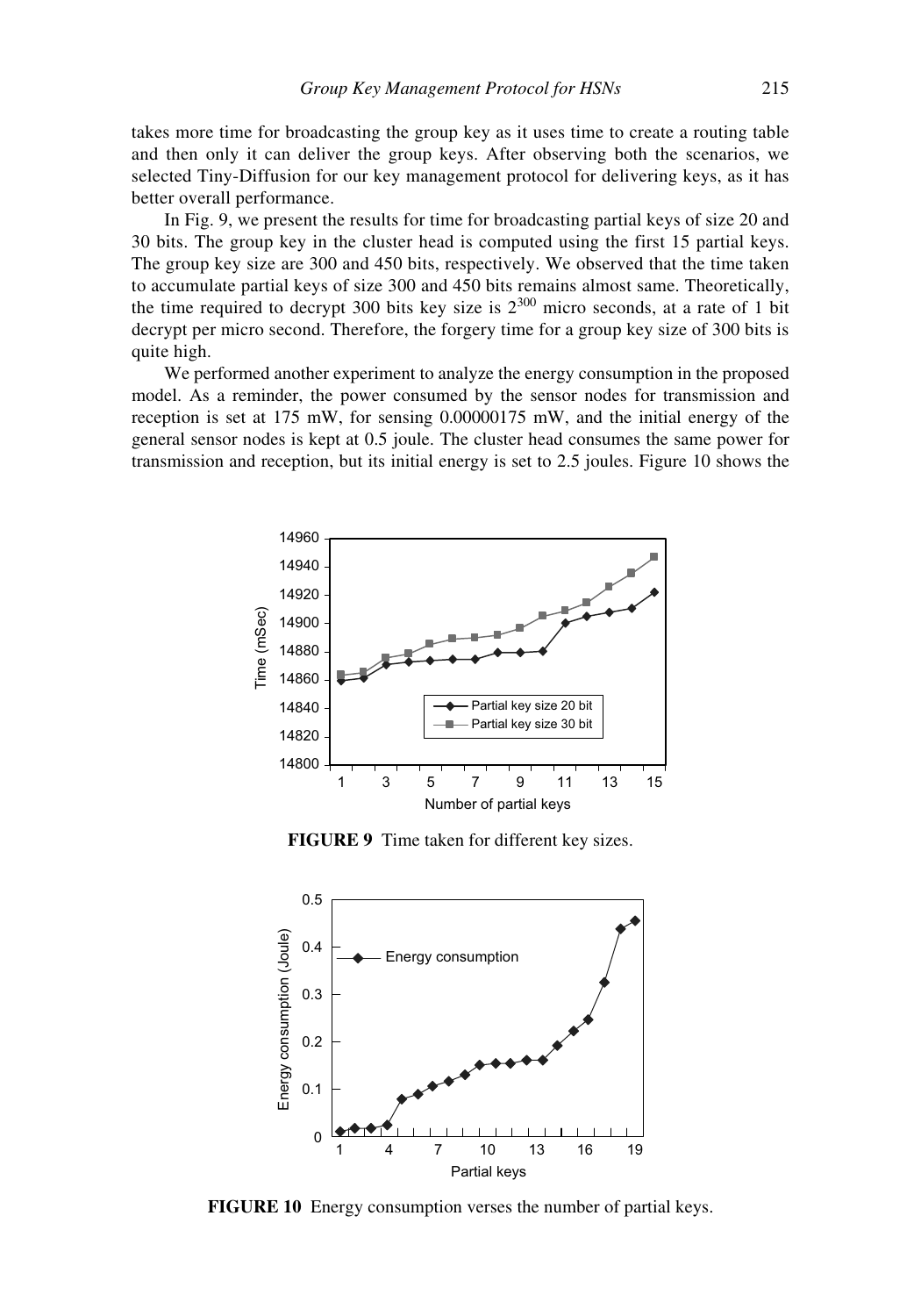takes more time for broadcasting the group key as it uses time to create a routing table and then only it can deliver the group keys. After observing both the scenarios, we selected Tiny-Diffusion for our key management protocol for delivering keys, as it has better overall performance.

In Fig. 9, we present the results for time for broadcasting partial keys of size 20 and 30 bits. The group key in the cluster head is computed using the first 15 partial keys. The group key size are 300 and 450 bits, respectively. We observed that the time taken to accumulate partial keys of size 300 and 450 bits remains almost same. Theoretically, the time required to decrypt 300 bits key size is $2^{300}$ micro seconds, at a rate of 1 bit decrypt per micro second. Therefore, the forgery time for a group key size of 300 bits is quite high.

We performed another experiment to analyze the energy consumption in the proposed model. As a reminder, the power consumed by the sensor nodes for transmission and reception is set at 175 mW, for sensing 0.00000175 mW, and the initial energy of the general sensor nodes is kept at 0.5 joule. The cluster head consumes the same power for transmission and reception, but its initial energy is set to 2.5 joules. Figure 10 shows the

**FIGURE 9** Time taken for different key sizes.

**FIGURE 10** Energy consumption verses the number of partial keys.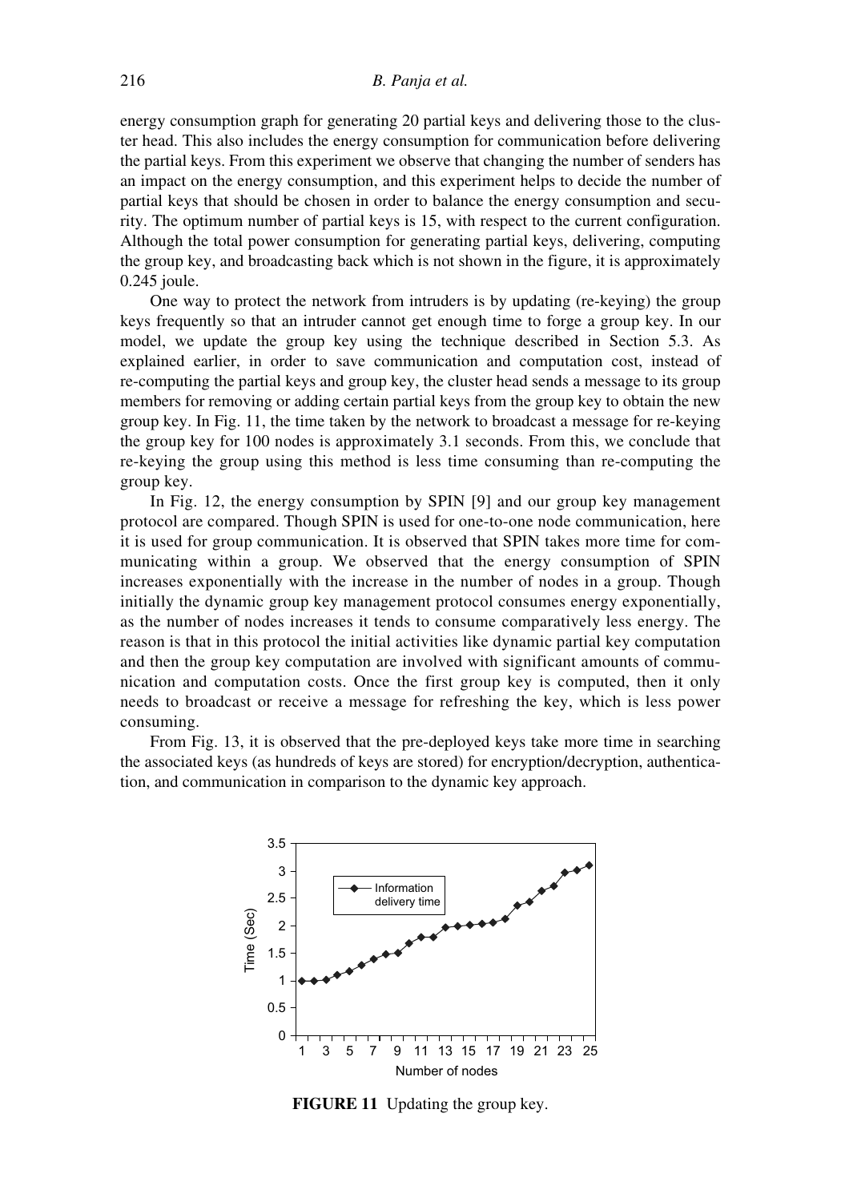energy consumption graph for generating 20 partial keys and delivering those to the cluster head. This also includes the energy consumption for communication before delivering the partial keys. From this experiment we observe that changing the number of senders has an impact on the energy consumption, and this experiment helps to decide the number of partial keys that should be chosen in order to balance the energy consumption and security. The optimum number of partial keys is 15, with respect to the current configuration. Although the total power consumption for generating partial keys, delivering, computing the group key, and broadcasting back which is not shown in the figure, it is approximately 0.245 joule.

One way to protect the network from intruders is by updating (re-keying) the group keys frequently so that an intruder cannot get enough time to forge a group key. In our model, we update the group key using the technique described in Section 5.3. As explained earlier, in order to save communication and computation cost, instead of re-computing the partial keys and group key, the cluster head sends a message to its group members for removing or adding certain partial keys from the group key to obtain the new group key. In Fig. 11, the time taken by the network to broadcast a message for re-keying the group key for 100 nodes is approximately 3.1 seconds. From this, we conclude that re-keying the group using this method is less time consuming than re-computing the group key.

In Fig. 12, the energy consumption by SPIN [9] and our group key management protocol are compared. Though SPIN is used for one-to-one node communication, here it is used for group communication. It is observed that SPIN takes more time for communicating within a group. We observed that the energy consumption of SPIN increases exponentially with the increase in the number of nodes in a group. Though initially the dynamic group key management protocol consumes energy exponentially, as the number of nodes increases it tends to consume comparatively less energy. The reason is that in this protocol the initial activities like dynamic partial key computation and then the group key computation are involved with significant amounts of communication and computation costs. Once the first group key is computed, then it only needs to broadcast or receive a message for refreshing the key, which is less power consuming.

From Fig. 13, it is observed that the pre-deployed keys take more time in searching the associated keys (as hundreds of keys are stored) for encryption/decryption, authentication, and communication in comparison to the dynamic key approach.

**FIGURE 11** Updating the group key.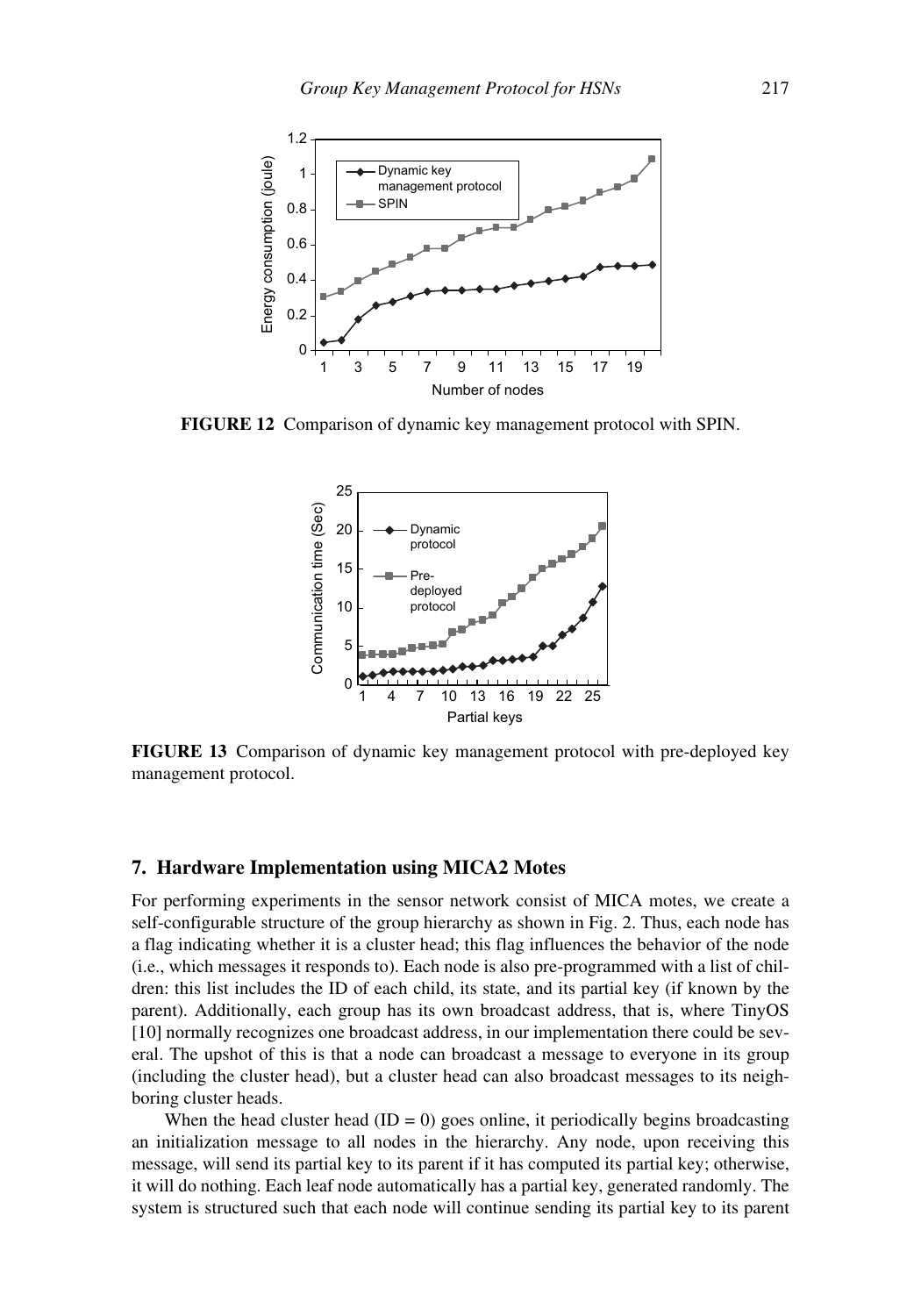FIGURE 12 Comparison of dynamic key management protocol with SPIN.

FIGURE 13 Comparison of dynamic key management protocol with pre-deployed key management protocol.

## 7. Hardware Implementation using MICA2 Motes

For performing experiments in the sensor network consist of MICA motes, we create a self-configurable structure of the group hierarchy as shown in Fig. 2. Thus, each node has a flag indicating whether it is a cluster head; this flag influences the behavior of the node (i.e., which messages it responds to). Each node is also pre-programmed with a list of children: this list includes the ID of each child, its state, and its partial key (if known by the parent). Additionally, each group has its own broadcast address, that is, where TinyOS [10] normally recognizes one broadcast address, in our implementation there could be several. The upshot of this is that a node can broadcast a message to everyone in its group (including the cluster head), but a cluster head can also broadcast messages to its neighboring cluster heads.

When the head cluster head (ID = 0) goes online, it periodically begins broadcasting an initialization message to all nodes in the hierarchy. Any node, upon receiving this message, will send its partial key to its parent if it has computed its partial key; otherwise, it will do nothing. Each leaf node automatically has a partial key, generated randomly. The system is structured such that each node will continue sending its partial key to its parent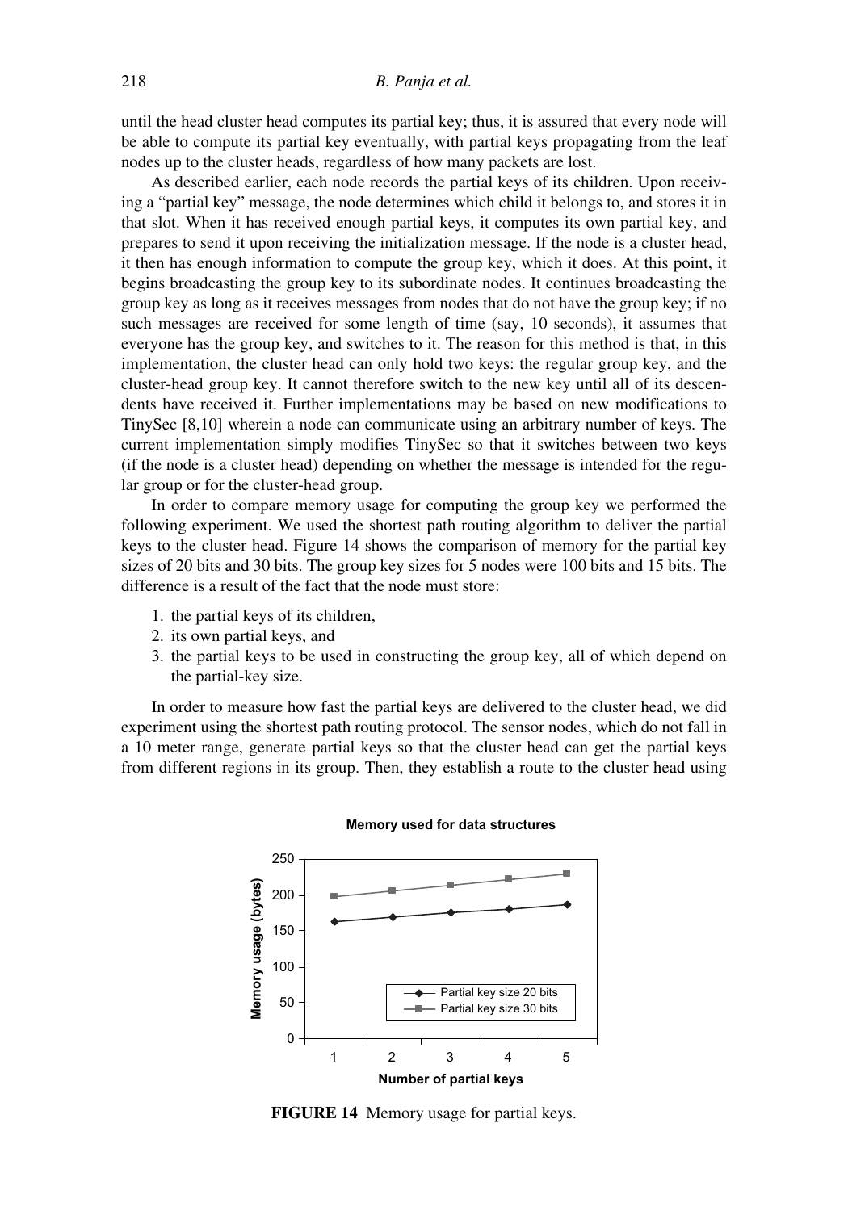until the head cluster head computes its partial key; thus, it is assured that every node will be able to compute its partial key eventually, with partial keys propagating from the leaf nodes up to the cluster heads, regardless of how many packets are lost.

As described earlier, each node records the partial keys of its children. Upon receiving a "partial key" message, the node determines which child it belongs to, and stores it in that slot. When it has received enough partial keys, it computes its own partial key, and prepares to send it upon receiving the initialization message. If the node is a cluster head, it then has enough information to compute the group key, which it does. At this point, it begins broadcasting the group key to its subordinate nodes. It continues broadcasting the group key as long as it receives messages from nodes that do not have the group key; if no such messages are received for some length of time (say, 10 seconds), it assumes that everyone has the group key, and switches to it. The reason for this method is that, in this implementation, the cluster head can only hold two keys: the regular group key, and the cluster-head group key. It cannot therefore switch to the new key until all of its descendents have received it. Further implementations may be based on new modifications to TinySec [8,10] wherein a node can communicate using an arbitrary number of keys. The current implementation simply modifies TinySec so that it switches between two keys (if the node is a cluster head) depending on whether the message is intended for the regular group or for the cluster-head group.

In order to compare memory usage for computing the group key we performed the following experiment. We used the shortest path routing algorithm to deliver the partial keys to the cluster head. Figure 14 shows the comparison of memory for the partial key sizes of 20 bits and 30 bits. The group key sizes for 5 nodes were 100 bits and 15 bits. The difference is a result of the fact that the node must store:

1. the partial keys of its children,
2. its own partial keys, and
3. the partial keys to be used in constructing the group key, all of which depend on the partial-key size.

In order to measure how fast the partial keys are delivered to the cluster head, we did experiment using the shortest path routing protocol. The sensor nodes, which do not fall in a 10 meter range, generate partial keys so that the cluster head can get the partial keys from different regions in its group. Then, they establish a route to the cluster head using

**Memory used for data structures**

| Number of partial keys | Partial key size 20 bits (bytes) | Partial key size 30 bits (bytes) |
|---|---|---|
| 1 | ~163 | ~198 |
| 2 | ~169 | ~206 |
| 3 | ~175 | ~214 |
| 4 | ~180 | ~222 |
| 5 | ~186 | ~230 |

**FIGURE 14** Memory usage for partial keys.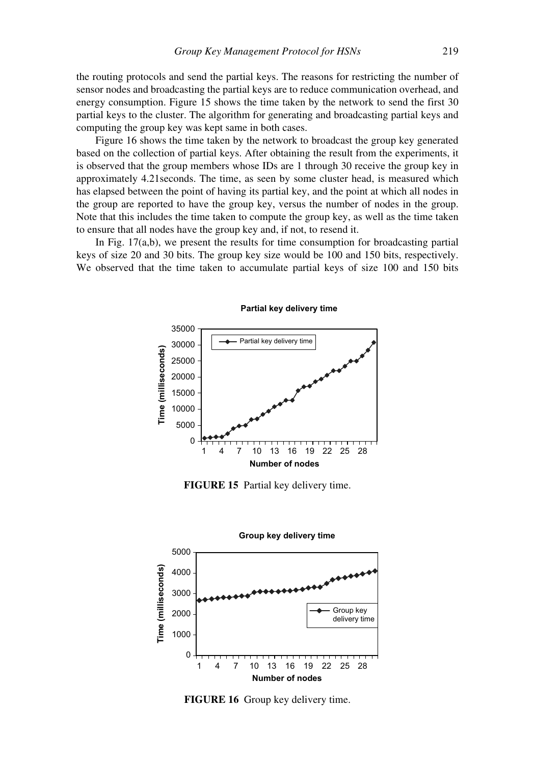the routing protocols and send the partial keys. The reasons for restricting the number of sensor nodes and broadcasting the partial keys are to reduce communication overhead, and energy consumption. Figure 15 shows the time taken by the network to send the first 30 partial keys to the cluster. The algorithm for generating and broadcasting partial keys and computing the group key was kept same in both cases.

Figure 16 shows the time taken by the network to broadcast the group key generated based on the collection of partial keys. After obtaining the result from the experiments, it is observed that the group members whose IDs are 1 through 30 receive the group key in approximately 4.21seconds. The time, as seen by some cluster head, is measured which has elapsed between the point of having its partial key, and the point at which all nodes in the group are reported to have the group key, versus the number of nodes in the group. Note that this includes the time taken to compute the group key, as well as the time taken to ensure that all nodes have the group key and, if not, to resend it.

In Fig. 17(a,b), we present the results for time consumption for broadcasting partial keys of size 20 and 30 bits. The group key size would be 100 and 150 bits, respectively. We observed that the time taken to accumulate partial keys of size 100 and 150 bits

**FIGURE 15** Partial key delivery time.

**FIGURE 16** Group key delivery time.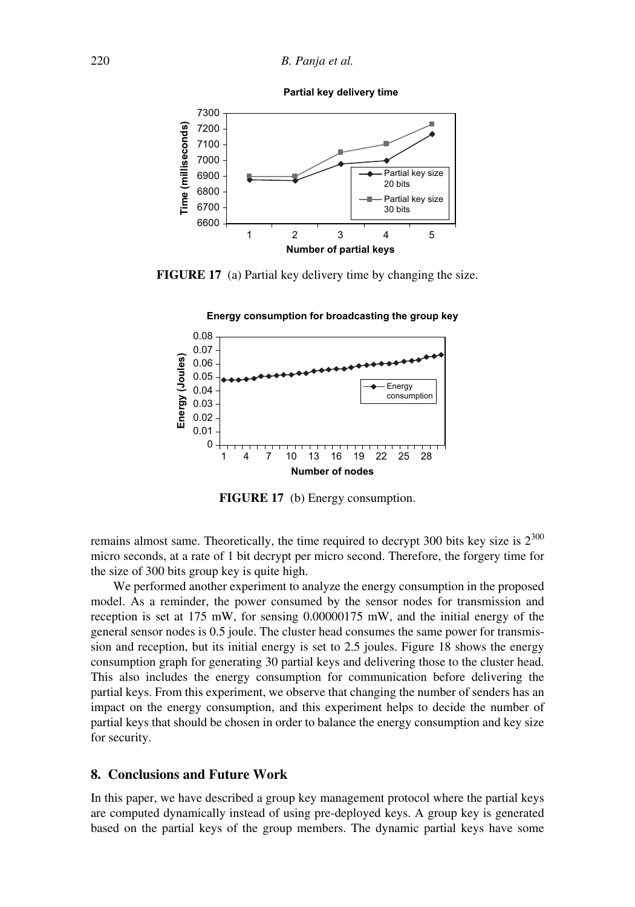**FIGURE 17** (a) Partial key delivery time by changing the size.

**FIGURE 17** (b) Energy consumption.

remains almost same. Theoretically, the time required to decrypt 300 bits key size is $2^{300}$ micro seconds, at a rate of 1 bit decrypt per micro second. Therefore, the forgery time for the size of 300 bits group key is quite high.

We performed another experiment to analyze the energy consumption in the proposed model. As a reminder, the power consumed by the sensor nodes for transmission and reception is set at 175 mW, for sensing 0.00000175 mW, and the initial energy of the general sensor nodes is 0.5 joule. The cluster head consumes the same power for transmission and reception, but its initial energy is set to 2.5 joules. Figure 18 shows the energy consumption graph for generating 30 partial keys and delivering those to the cluster head. This also includes the energy consumption for communication before delivering the partial keys. From this experiment, we observe that changing the number of senders has an impact on the energy consumption, and this experiment helps to decide the number of partial keys that should be chosen in order to balance the energy consumption and key size for security.

## 8. Conclusions and Future Work

In this paper, we have described a group key management protocol where the partial keys are computed dynamically instead of using pre-deployed keys. A group key is generated based on the partial keys of the group members. The dynamic partial keys have some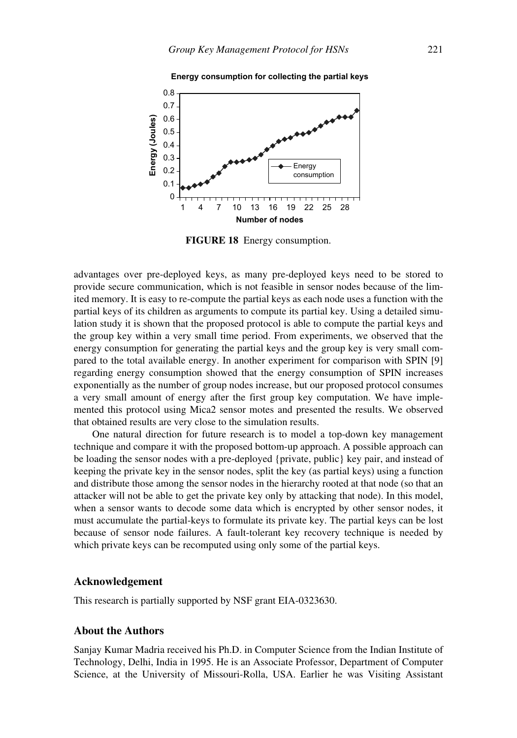FIGURE 18 Energy consumption.

advantages over pre-deployed keys, as many pre-deployed keys need to be stored to provide secure communication, which is not feasible in sensor nodes because of the limited memory. It is easy to re-compute the partial keys as each node uses a function with the partial keys of its children as arguments to compute its partial key. Using a detailed simulation study it is shown that the proposed protocol is able to compute the partial keys and the group key within a very small time period. From experiments, we observed that the energy consumption for generating the partial keys and the group key is very small compared to the total available energy. In another experiment for comparison with SPIN [9] regarding energy consumption showed that the energy consumption of SPIN increases exponentially as the number of group nodes increase, but our proposed protocol consumes a very small amount of energy after the first group key computation. We have implemented this protocol using Mica2 sensor motes and presented the results. We observed that obtained results are very close to the simulation results.

One natural direction for future research is to model a top-down key management technique and compare it with the proposed bottom-up approach. A possible approach can be loading the sensor nodes with a pre-deployed {private, public} key pair, and instead of keeping the private key in the sensor nodes, split the key (as partial keys) using a function and distribute those among the sensor nodes in the hierarchy rooted at that node (so that an attacker will not be able to get the private key only by attacking that node). In this model, when a sensor wants to decode some data which is encrypted by other sensor nodes, it must accumulate the partial-keys to formulate its private key. The partial keys can be lost because of sensor node failures. A fault-tolerant key recovery technique is needed by which private keys can be recomputed using only some of the partial keys.

## Acknowledgement

This research is partially supported by NSF grant EIA-0323630.

## About the Authors

Sanjay Kumar Madria received his Ph.D. in Computer Science from the Indian Institute of Technology, Delhi, India in 1995. He is an Associate Professor, Department of Computer Science, at the University of Missouri-Rolla, USA. Earlier he was Visiting Assistant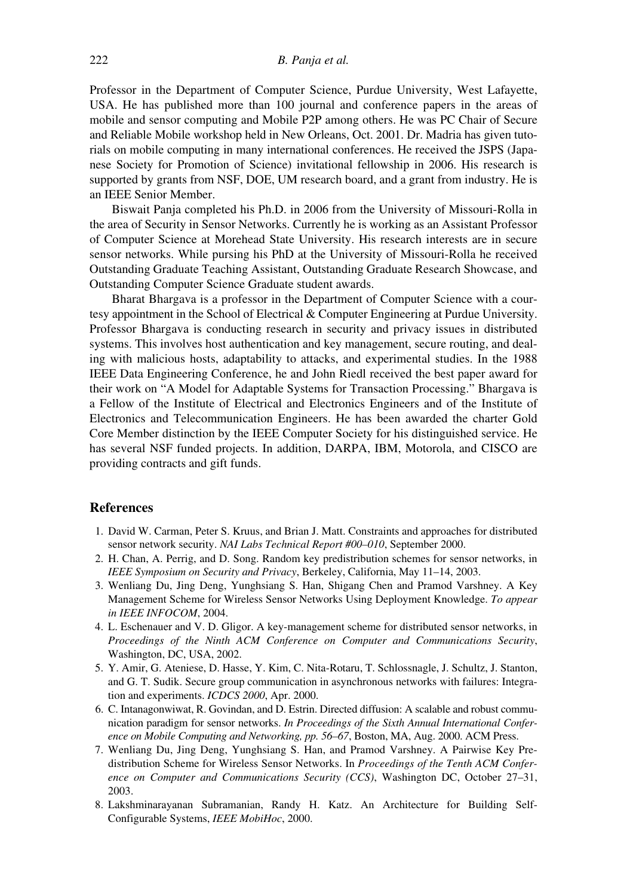Professor in the Department of Computer Science, Purdue University, West Lafayette, USA. He has published more than 100 journal and conference papers in the areas of mobile and sensor computing and Mobile P2P among others. He was PC Chair of Secure and Reliable Mobile workshop held in New Orleans, Oct. 2001. Dr. Madria has given tutorials on mobile computing in many international conferences. He received the JSPS (Japanese Society for Promotion of Science) invitational fellowship in 2006. His research is supported by grants from NSF, DOE, UM research board, and a grant from industry. He is an IEEE Senior Member.

Biswait Panja completed his Ph.D. in 2006 from the University of Missouri-Rolla in the area of Security in Sensor Networks. Currently he is working as an Assistant Professor of Computer Science at Morehead State University. His research interests are in secure sensor networks. While pursing his PhD at the University of Missouri-Rolla he received Outstanding Graduate Teaching Assistant, Outstanding Graduate Research Showcase, and Outstanding Computer Science Graduate student awards.

Bharat Bhargava is a professor in the Department of Computer Science with a courtesy appointment in the School of Electrical & Computer Engineering at Purdue University. Professor Bhargava is conducting research in security and privacy issues in distributed systems. This involves host authentication and key management, secure routing, and dealing with malicious hosts, adaptability to attacks, and experimental studies. In the 1988 IEEE Data Engineering Conference, he and John Riedl received the best paper award for their work on "A Model for Adaptable Systems for Transaction Processing." Bhargava is a Fellow of the Institute of Electrical and Electronics Engineers and of the Institute of Electronics and Telecommunication Engineers. He has been awarded the charter Gold Core Member distinction by the IEEE Computer Society for his distinguished service. He has several NSF funded projects. In addition, DARPA, IBM, Motorola, and CISCO are providing contracts and gift funds.

## References

1. David W. Carman, Peter S. Kruus, and Brian J. Matt. Constraints and approaches for distributed sensor network security. *NAI Labs Technical Report #00–010*, September 2000.
2. H. Chan, A. Perrig, and D. Song. Random key predistribution schemes for sensor networks, in *IEEE Symposium on Security and Privacy*, Berkeley, California, May 11–14, 2003.
3. Wenliang Du, Jing Deng, Yunghsiang S. Han, Shigang Chen and Pramod Varshney. A Key Management Scheme for Wireless Sensor Networks Using Deployment Knowledge. *To appear in IEEE INFOCOM*, 2004.
4. L. Eschenauer and V. D. Gligor. A key-management scheme for distributed sensor networks, in *Proceedings of the Ninth ACM Conference on Computer and Communications Security*, Washington, DC, USA, 2002.
5. Y. Amir, G. Ateniese, D. Hasse, Y. Kim, C. Nita-Rotaru, T. Schlossnagle, J. Schultz, J. Stanton, and G. T. Sudik. Secure group communication in asynchronous networks with failures: Integration and experiments. *ICDCS 2000*, Apr. 2000.
6. C. Intanagonwiwat, R. Govindan, and D. Estrin. Directed diffusion: A scalable and robust communication paradigm for sensor networks. *In Proceedings of the Sixth Annual International Conference on Mobile Computing and Networking, pp. 56–67*, Boston, MA, Aug. 2000. ACM Press.
7. Wenliang Du, Jing Deng, Yunghsiang S. Han, and Pramod Varshney. A Pairwise Key Predistribution Scheme for Wireless Sensor Networks. In *Proceedings of the Tenth ACM Conference on Computer and Communications Security (CCS)*, Washington DC, October 27–31, 2003.
8. Lakshminarayanan Subramanian, Randy H. Katz. An Architecture for Building Self-Configurable Systems, *IEEE MobiHoc*, 2000.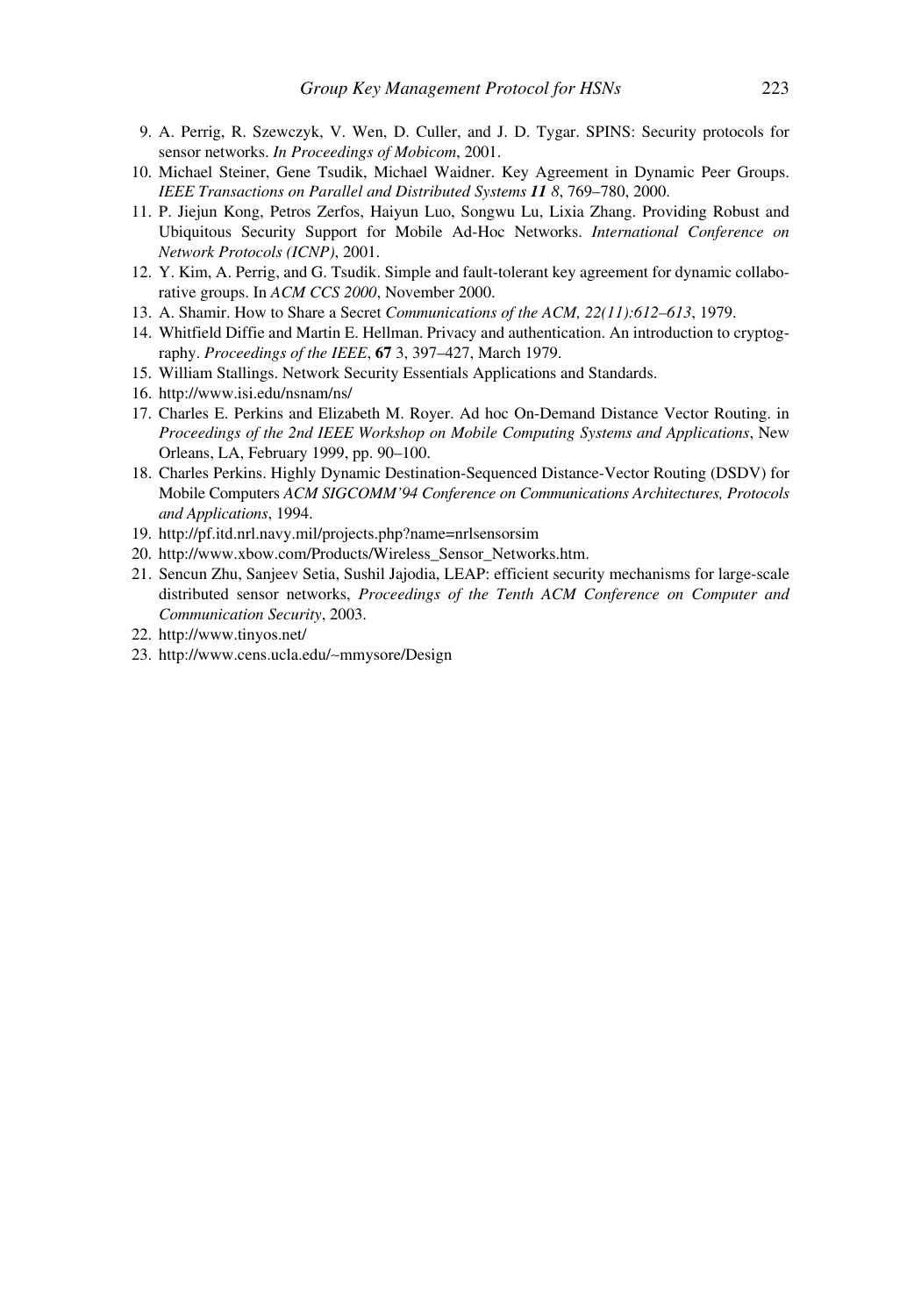9. A. Perrig, R. Szewczyk, V. Wen, D. Culler, and J. D. Tygar. SPINS: Security protocols for sensor networks. *In Proceedings of Mobicom*, 2001.
10. Michael Steiner, Gene Tsudik, Michael Waidner. Key Agreement in Dynamic Peer Groups. *IEEE Transactions on Parallel and Distributed Systems **11** 8*, 769–780, 2000.
11. P. Jiejun Kong, Petros Zerfos, Haiyun Luo, Songwu Lu, Lixia Zhang. Providing Robust and Ubiquitous Security Support for Mobile Ad-Hoc Networks. *International Conference on Network Protocols (ICNP)*, 2001.
12. Y. Kim, A. Perrig, and G. Tsudik. Simple and fault-tolerant key agreement for dynamic collaborative groups. In *ACM CCS 2000*, November 2000.
13. A. Shamir. How to Share a Secret *Communications of the ACM, 22(11):612–613*, 1979.
14. Whitfield Diffie and Martin E. Hellman. Privacy and authentication. An introduction to cryptography. *Proceedings of the IEEE*, **67** 3, 397–427, March 1979.
15. William Stallings. Network Security Essentials Applications and Standards.
16. http://www.isi.edu/nsnam/ns/
17. Charles E. Perkins and Elizabeth M. Royer. Ad hoc On-Demand Distance Vector Routing. in *Proceedings of the 2nd IEEE Workshop on Mobile Computing Systems and Applications*, New Orleans, LA, February 1999, pp. 90–100.
18. Charles Perkins. Highly Dynamic Destination-Sequenced Distance-Vector Routing (DSDV) for Mobile Computers *ACM SIGCOMM'94 Conference on Communications Architectures, Protocols and Applications*, 1994.
19. http://pf.itd.nrl.navy.mil/projects.php?name=nrlsensorsim
20. http://www.xbow.com/Products/Wireless_Sensor_Networks.htm.
21. Sencun Zhu, Sanjeev Setia, Sushil Jajodia, LEAP: efficient security mechanisms for large-scale distributed sensor networks, *Proceedings of the Tenth ACM Conference on Computer and Communication Security*, 2003.
22. http://www.tinyos.net/
23. http://www.cens.ucla.edu/~mmysore/Design